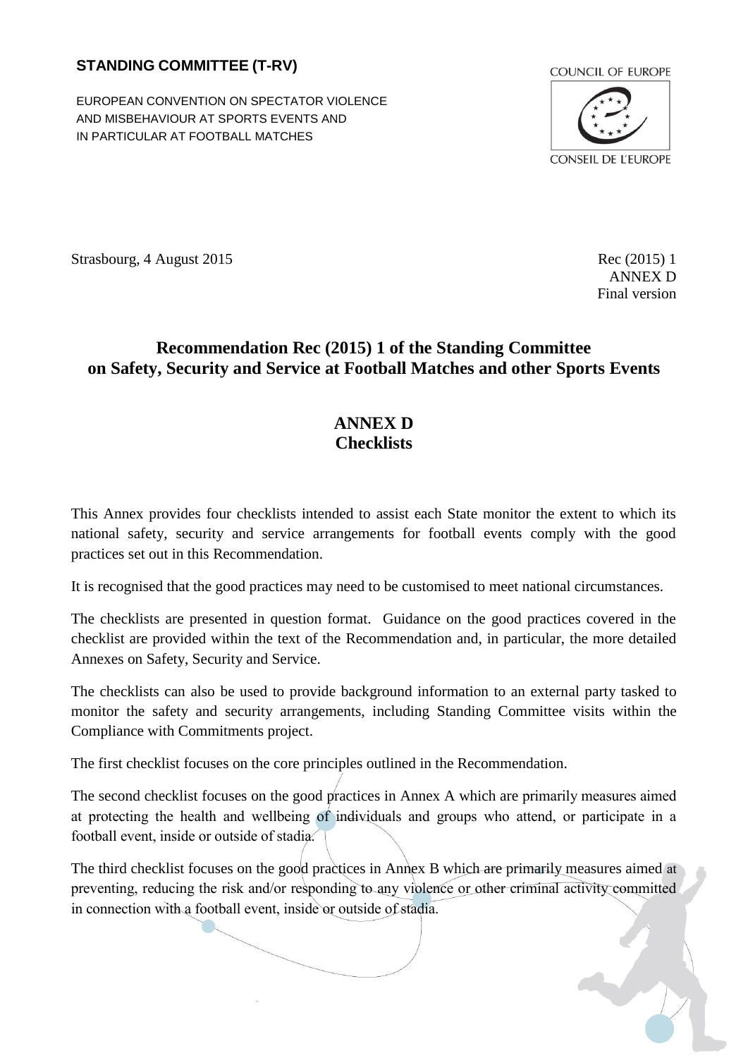**STANDING COMMITTEE (T-RV)**

EUROPEAN CONVENTION ON SPECTATOR VIOLENCE AND MISBEHAVIOUR AT SPORTS EVENTS AND IN PARTICULAR AT FOOTBALL MATCHES

COUNCIL OF EUROPE

CONSEIL DE L'EUROPE

Strasbourg, 4 August 2015

Rec (2015) 1
ANNEX D
Final version

# Recommendation Rec (2015) 1 of the Standing Committee on Safety, Security and Service at Football Matches and other Sports Events

## ANNEX D
## Checklists

This Annex provides four checklists intended to assist each State monitor the extent to which its national safety, security and service arrangements for football events comply with the good practices set out in this Recommendation.

It is recognised that the good practices may need to be customised to meet national circumstances.

The checklists are presented in question format. Guidance on the good practices covered in the checklist are provided within the text of the Recommendation and, in particular, the more detailed Annexes on Safety, Security and Service.

The checklists can also be used to provide background information to an external party tasked to monitor the safety and security arrangements, including Standing Committee visits within the Compliance with Commitments project.

The first checklist focuses on the core principles outlined in the Recommendation.

The second checklist focuses on the good practices in Annex A which are primarily measures aimed at protecting the health and wellbeing of individuals and groups who attend, or participate in a football event, inside or outside of stadia.

The third checklist focuses on the good practices in Annex B which are primarily measures aimed at preventing, reducing the risk and/or responding to any violence or other criminal activity committed in connection with a football event, inside or outside of stadia.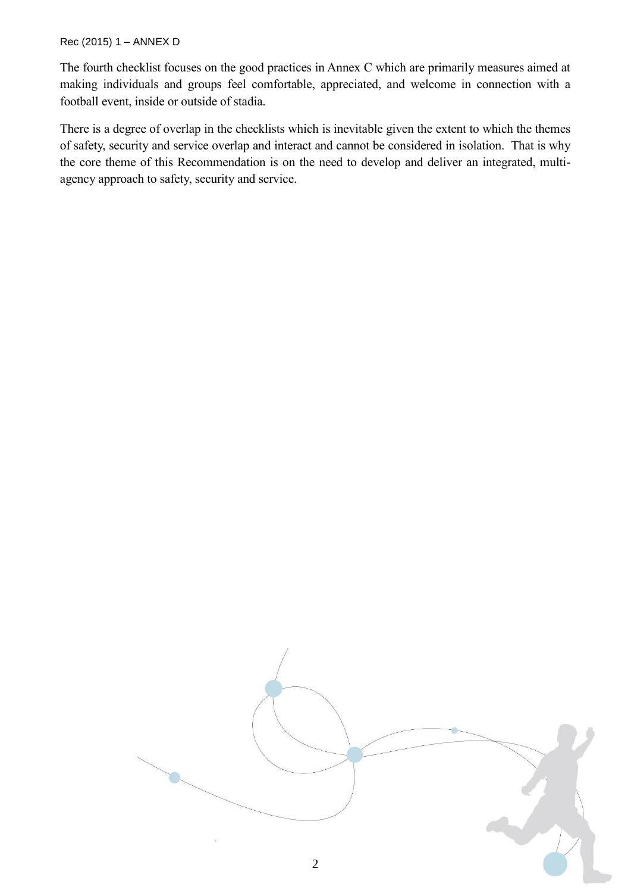The fourth checklist focuses on the good practices in Annex C which are primarily measures aimed at making individuals and groups feel comfortable, appreciated, and welcome in connection with a football event, inside or outside of stadia.

There is a degree of overlap in the checklists which is inevitable given the extent to which the themes of safety, security and service overlap and interact and cannot be considered in isolation. That is why the core theme of this Recommendation is on the need to develop and deliver an integrated, multi-agency approach to safety, security and service.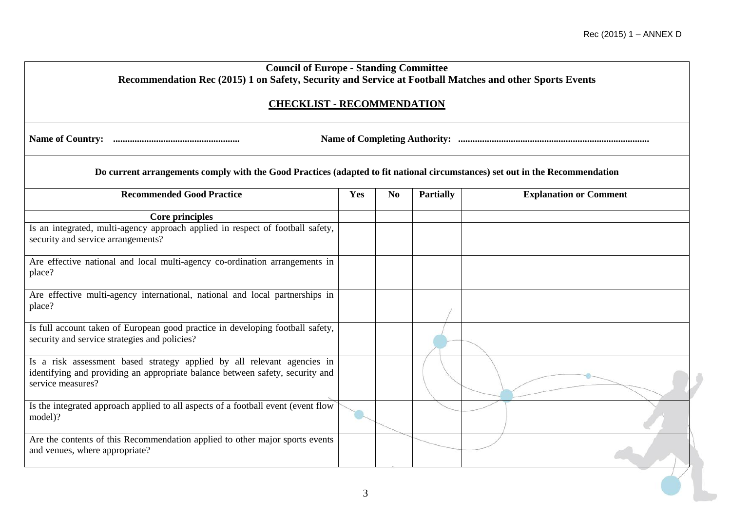**Council of Europe - Standing Committee**
**Recommendation Rec (2015) 1 on Safety, Security and Service at Football Matches and other Sports Events**

## CHECKLIST - RECOMMENDATION

**Name of Country:** ....................................................

**Name of Completing Authority:** ...............................................................................

**Do current arrangements comply with the Good Practices (adapted to fit national circumstances) set out in the Recommendation**

| Recommended Good Practice | Yes | No | Partially | Explanation or Comment |
|---|---|---|---|---|
| **Core principles** | | | | |
| Is an integrated, multi-agency approach applied in respect of football safety, security and service arrangements? | | | | |
| Are effective national and local multi-agency co-ordination arrangements in place? | | | | |
| Are effective multi-agency international, national and local partnerships in place? | | | | |
| Is full account taken of European good practice in developing football safety, security and service strategies and policies? | | | | |
| Is a risk assessment based strategy applied by all relevant agencies in identifying and providing an appropriate balance between safety, security and service measures? | | | | |
| Is the integrated approach applied to all aspects of a football event (event flow model)? | | | | |
| Are the contents of this Recommendation applied to other major sports events and venues, where appropriate? | | | | |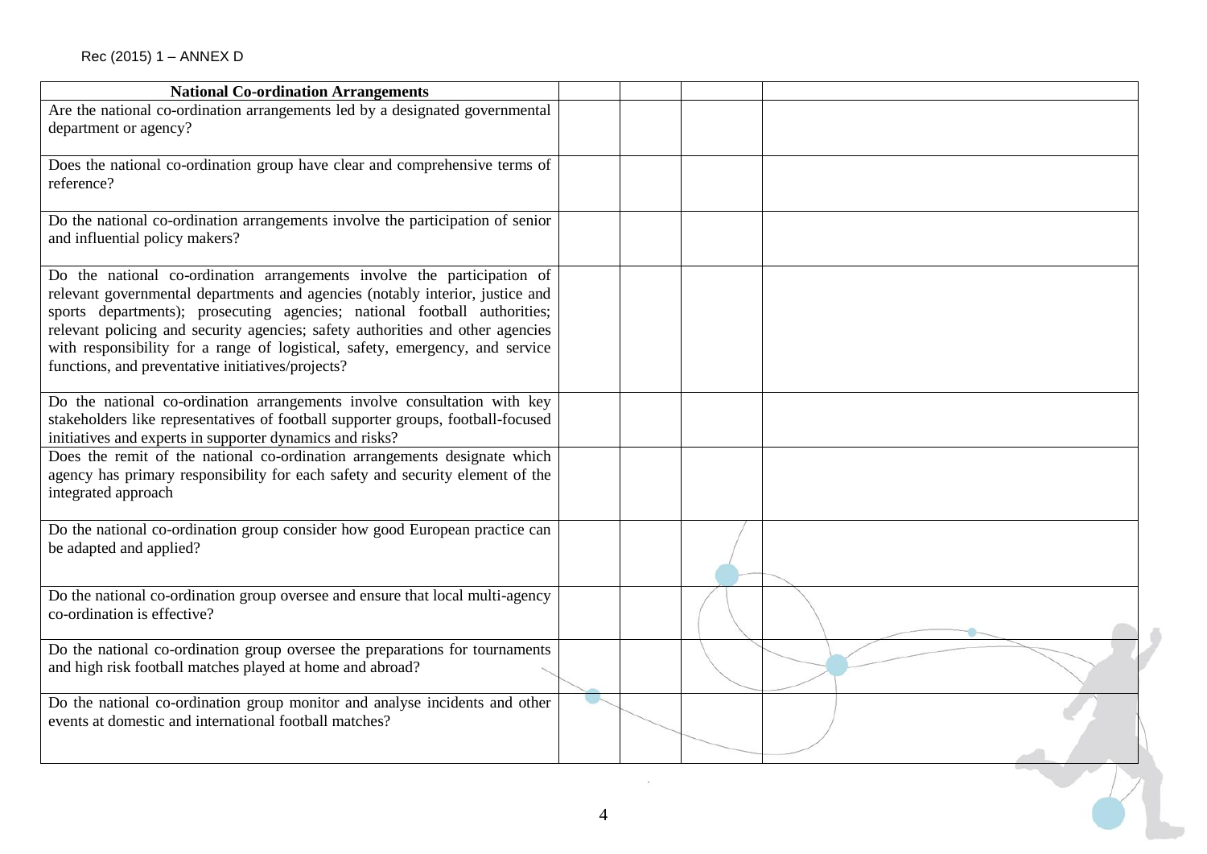| National Co-ordination Arrangements | | | | |
|---|---|---|---|---|
| Are the national co-ordination arrangements led by a designated governmental department or agency? | | | | |
| Does the national co-ordination group have clear and comprehensive terms of reference? | | | | |
| Do the national co-ordination arrangements involve the participation of senior and influential policy makers? | | | | |
| Do the national co-ordination arrangements involve the participation of relevant governmental departments and agencies (notably interior, justice and sports departments); prosecuting agencies; national football authorities; relevant policing and security agencies; safety authorities and other agencies with responsibility for a range of logistical, safety, emergency, and service functions, and preventative initiatives/projects? | | | | |
| Do the national co-ordination arrangements involve consultation with key stakeholders like representatives of football supporter groups, football-focused initiatives and experts in supporter dynamics and risks? | | | | |
| Does the remit of the national co-ordination arrangements designate which agency has primary responsibility for each safety and security element of the integrated approach | | | | |
| Do the national co-ordination group consider how good European practice can be adapted and applied? | | | | |
| Do the national co-ordination group oversee and ensure that local multi-agency co-ordination is effective? | | | | |
| Do the national co-ordination group oversee the preparations for tournaments and high risk football matches played at home and abroad? | | | | |
| Do the national co-ordination group monitor and analyse incidents and other events at domestic and international football matches? | | | | |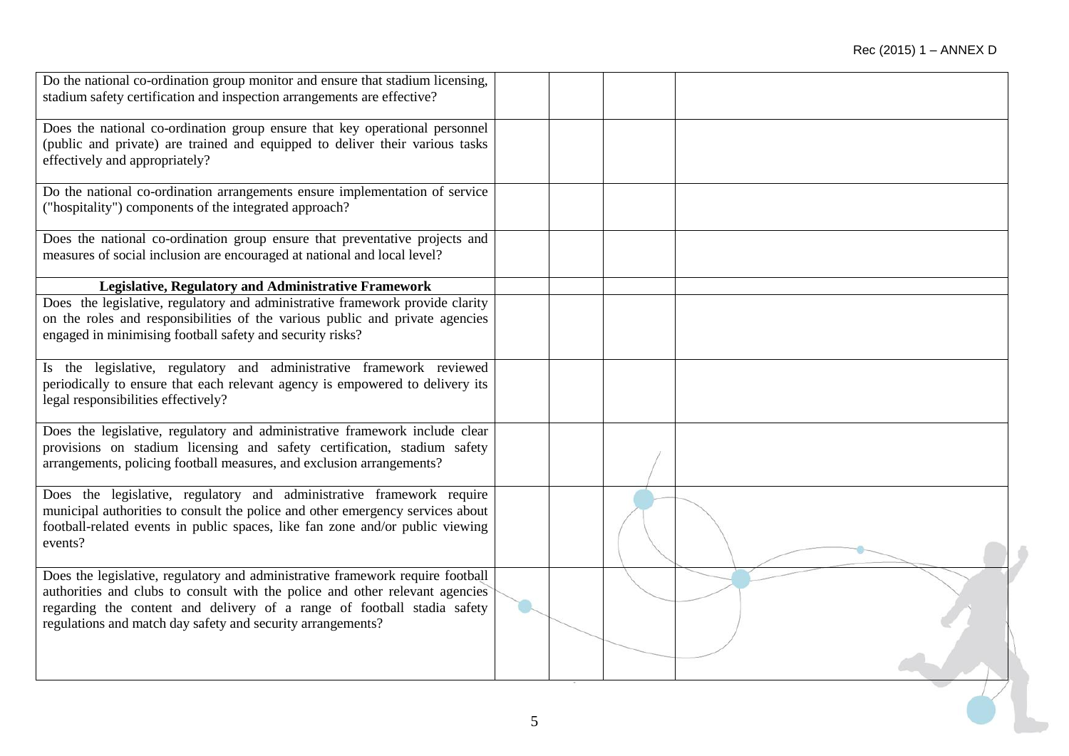| | | | |
|---|---|---|---|
| Do the national co-ordination group monitor and ensure that stadium licensing, stadium safety certification and inspection arrangements are effective? | | | |
| Does the national co-ordination group ensure that key operational personnel (public and private) are trained and equipped to deliver their various tasks effectively and appropriately? | | | |
| Do the national co-ordination arrangements ensure implementation of service ("hospitality") components of the integrated approach? | | | |
| Does the national co-ordination group ensure that preventative projects and measures of social inclusion are encouraged at national and local level? | | | |
| **Legislative, Regulatory and Administrative Framework** | | | |
| Does the legislative, regulatory and administrative framework provide clarity on the roles and responsibilities of the various public and private agencies engaged in minimising football safety and security risks? | | | |
| Is the legislative, regulatory and administrative framework reviewed periodically to ensure that each relevant agency is empowered to delivery its legal responsibilities effectively? | | | |
| Does the legislative, regulatory and administrative framework include clear provisions on stadium licensing and safety certification, stadium safety arrangements, policing football measures, and exclusion arrangements? | | | |
| Does the legislative, regulatory and administrative framework require municipal authorities to consult the police and other emergency services about football-related events in public spaces, like fan zone and/or public viewing events? | | | |
| Does the legislative, regulatory and administrative framework require football authorities and clubs to consult with the police and other relevant agencies regarding the content and delivery of a range of football stadia safety regulations and match day safety and security arrangements? | | | |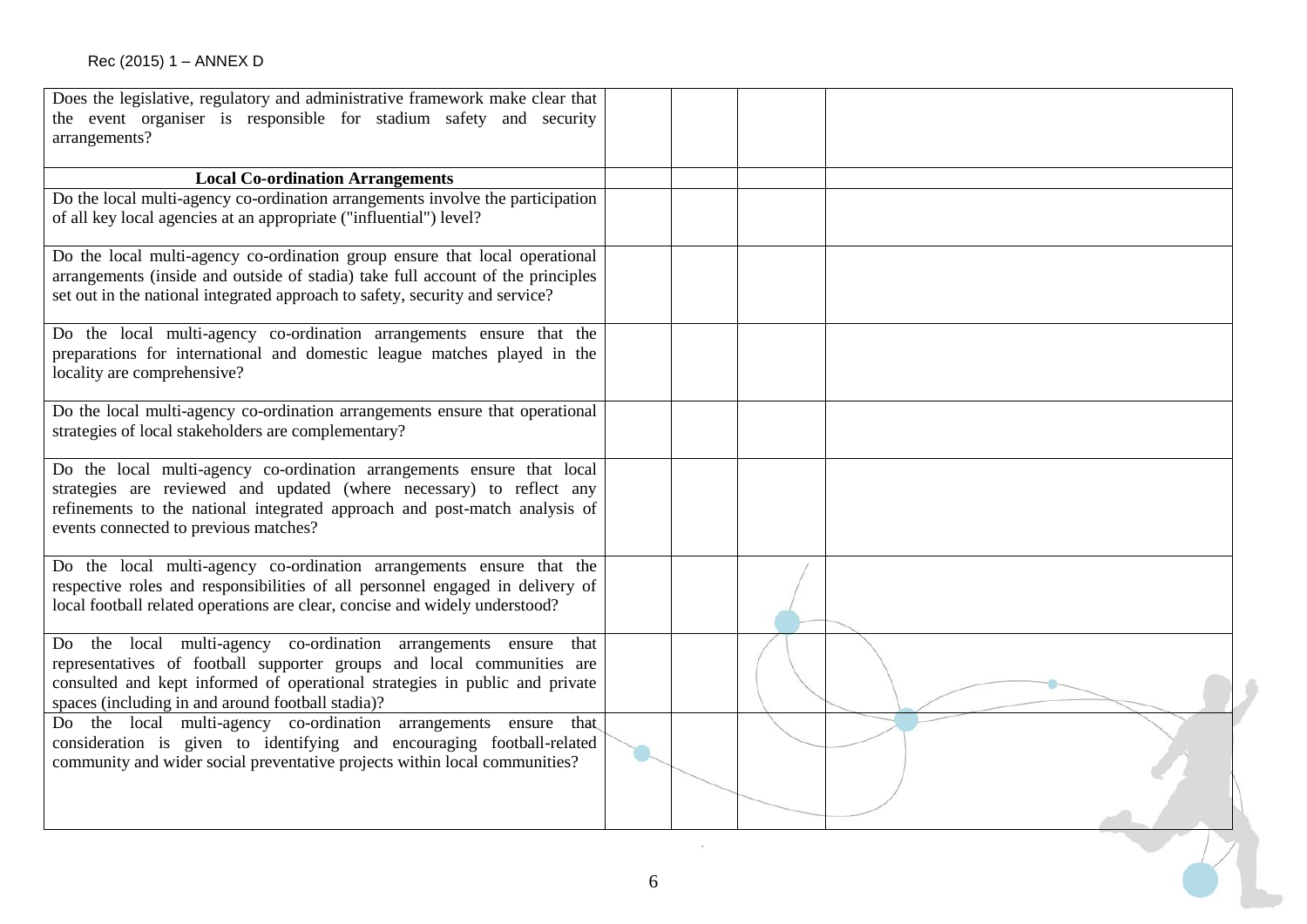| | | | |
|---|---|---|---|
| Does the legislative, regulatory and administrative framework make clear that the event organiser is responsible for stadium safety and security arrangements? | | | |
| **Local Co-ordination Arrangements** | | | |
| Do the local multi-agency co-ordination arrangements involve the participation of all key local agencies at an appropriate ("influential") level? | | | |
| Do the local multi-agency co-ordination group ensure that local operational arrangements (inside and outside of stadia) take full account of the principles set out in the national integrated approach to safety, security and service? | | | |
| Do the local multi-agency co-ordination arrangements ensure that the preparations for international and domestic league matches played in the locality are comprehensive? | | | |
| Do the local multi-agency co-ordination arrangements ensure that operational strategies of local stakeholders are complementary? | | | |
| Do the local multi-agency co-ordination arrangements ensure that local strategies are reviewed and updated (where necessary) to reflect any refinements to the national integrated approach and post-match analysis of events connected to previous matches? | | | |
| Do the local multi-agency co-ordination arrangements ensure that the respective roles and responsibilities of all personnel engaged in delivery of local football related operations are clear, concise and widely understood? | | | |
| Do the local multi-agency co-ordination arrangements ensure that representatives of football supporter groups and local communities are consulted and kept informed of operational strategies in public and private spaces (including in and around football stadia)? | | | |
| Do the local multi-agency co-ordination arrangements ensure that consideration is given to identifying and encouraging football-related community and wider social preventative projects within local communities? | | | |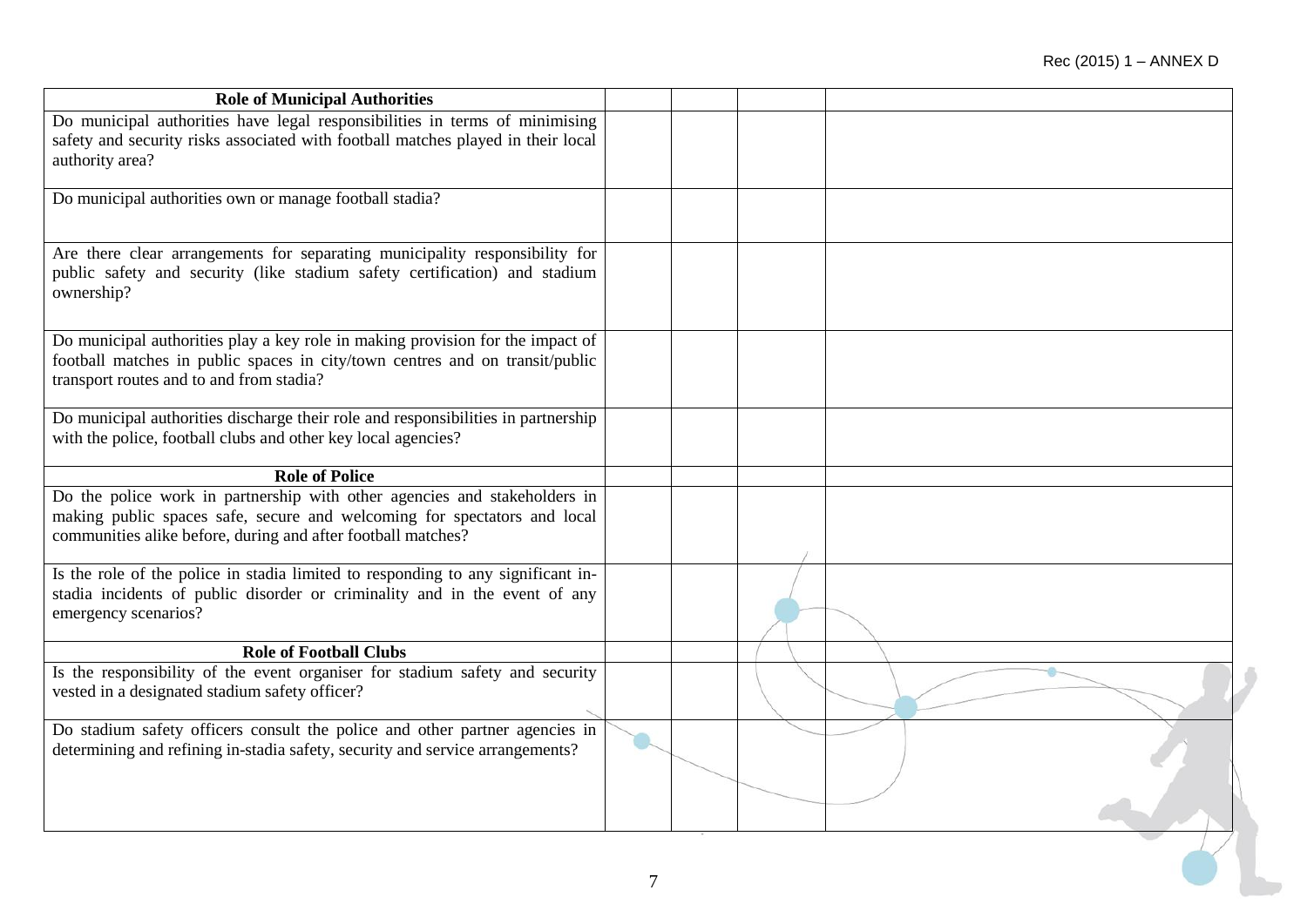| Role of Municipal Authorities | | | | |
|---|---|---|---|---|
| Do municipal authorities have legal responsibilities in terms of minimising safety and security risks associated with football matches played in their local authority area? | | | | |
| Do municipal authorities own or manage football stadia? | | | | |
| Are there clear arrangements for separating municipality responsibility for public safety and security (like stadium safety certification) and stadium ownership? | | | | |
| Do municipal authorities play a key role in making provision for the impact of football matches in public spaces in city/town centres and on transit/public transport routes and to and from stadia? | | | | |
| Do municipal authorities discharge their role and responsibilities in partnership with the police, football clubs and other key local agencies? | | | | |
| **Role of Police** | | | | |
| Do the police work in partnership with other agencies and stakeholders in making public spaces safe, secure and welcoming for spectators and local communities alike before, during and after football matches? | | | | |
| Is the role of the police in stadia limited to responding to any significant in-stadia incidents of public disorder or criminality and in the event of any emergency scenarios? | | | | |
| **Role of Football Clubs** | | | | |
| Is the responsibility of the event organiser for stadium safety and security vested in a designated stadium safety officer? | | | | |
| Do stadium safety officers consult the police and other partner agencies in determining and refining in-stadia safety, security and service arrangements? | | | | |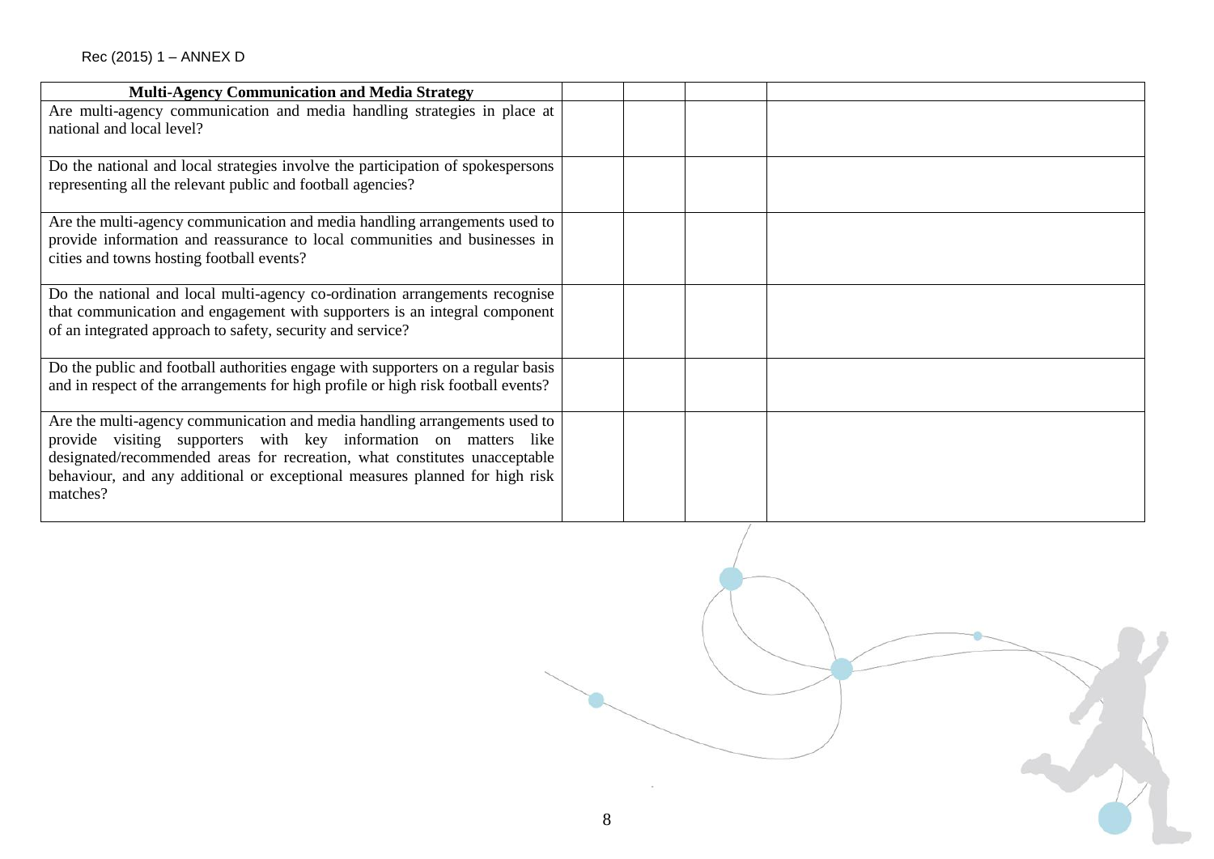| Multi-Agency Communication and Media Strategy | | | | |
|---|---|---|---|---|
| Are multi-agency communication and media handling strategies in place at national and local level? | | | | |
| Do the national and local strategies involve the participation of spokespersons representing all the relevant public and football agencies? | | | | |
| Are the multi-agency communication and media handling arrangements used to provide information and reassurance to local communities and businesses in cities and towns hosting football events? | | | | |
| Do the national and local multi-agency co-ordination arrangements recognise that communication and engagement with supporters is an integral component of an integrated approach to safety, security and service? | | | | |
| Do the public and football authorities engage with supporters on a regular basis and in respect of the arrangements for high profile or high risk football events? | | | | |
| Are the multi-agency communication and media handling arrangements used to provide visiting supporters with key information on matters like designated/recommended areas for recreation, what constitutes unacceptable behaviour, and any additional or exceptional measures planned for high risk matches? | | | | |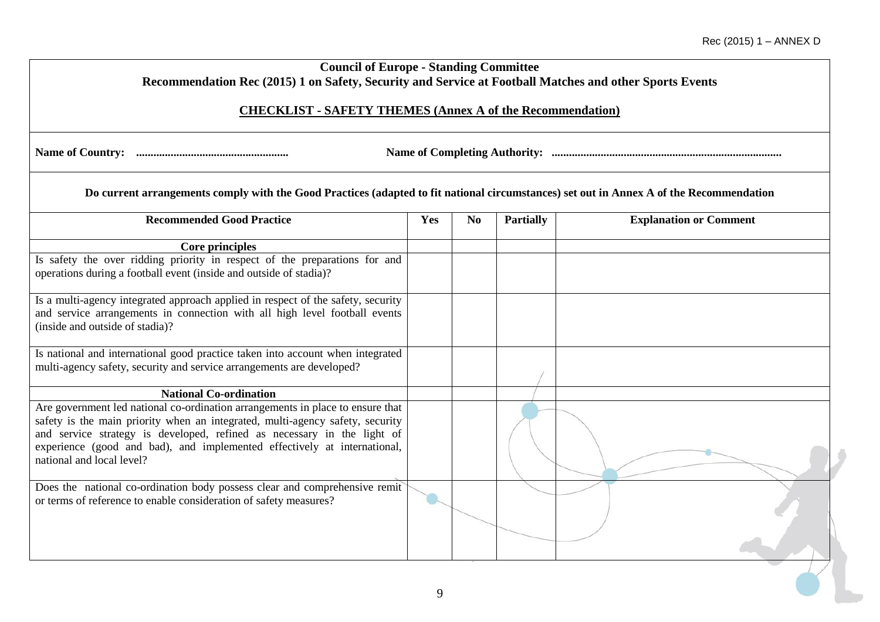**Council of Europe - Standing Committee**
**Recommendation Rec (2015) 1 on Safety, Security and Service at Football Matches and other Sports Events**

**CHECKLIST - SAFETY THEMES (Annex A of the Recommendation)**

**Name of Country: ....................................................** **Name of Completing Authority: ...............................................................................**

**Do current arrangements comply with the Good Practices (adapted to fit national circumstances) set out in Annex A of the Recommendation**

| Recommended Good Practice | Yes | No | Partially | Explanation or Comment |
|---|---|---|---|---|
| **Core principles** | | | | |
| Is safety the over ridding priority in respect of the preparations for and operations during a football event (inside and outside of stadia)? | | | | |
| Is a multi-agency integrated approach applied in respect of the safety, security and service arrangements in connection with all high level football events (inside and outside of stadia)? | | | | |
| Is national and international good practice taken into account when integrated multi-agency safety, security and service arrangements are developed? | | | | |
| **National Co-ordination** | | | | |
| Are government led national co-ordination arrangements in place to ensure that safety is the main priority when an integrated, multi-agency safety, security and service strategy is developed, refined as necessary in the light of experience (good and bad), and implemented effectively at international, national and local level? | | | | |
| Does the national co-ordination body possess clear and comprehensive remit or terms of reference to enable consideration of safety measures? | | | | |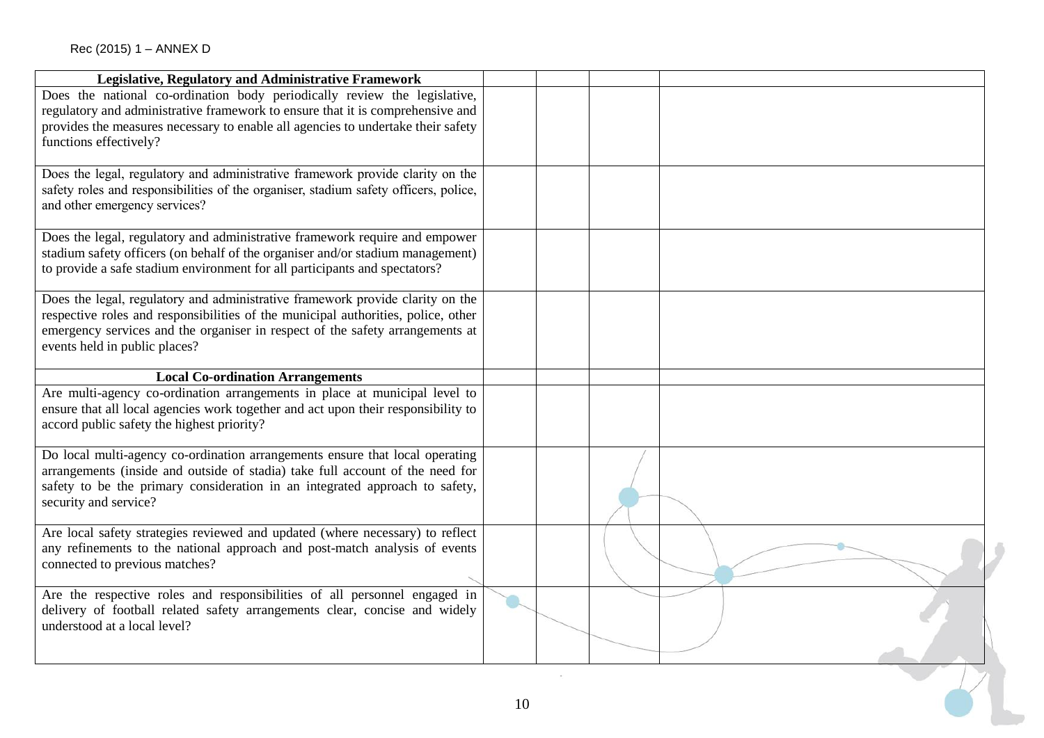| Legislative, Regulatory and Administrative Framework | | | | |
|---|---|---|---|---|
| Does the national co-ordination body periodically review the legislative, regulatory and administrative framework to ensure that it is comprehensive and provides the measures necessary to enable all agencies to undertake their safety functions effectively? | | | | |
| Does the legal, regulatory and administrative framework provide clarity on the safety roles and responsibilities of the organiser, stadium safety officers, police, and other emergency services? | | | | |
| Does the legal, regulatory and administrative framework require and empower stadium safety officers (on behalf of the organiser and/or stadium management) to provide a safe stadium environment for all participants and spectators? | | | | |
| Does the legal, regulatory and administrative framework provide clarity on the respective roles and responsibilities of the municipal authorities, police, other emergency services and the organiser in respect of the safety arrangements at events held in public places? | | | | |
| **Local Co-ordination Arrangements** | | | | |
| Are multi-agency co-ordination arrangements in place at municipal level to ensure that all local agencies work together and act upon their responsibility to accord public safety the highest priority? | | | | |
| Do local multi-agency co-ordination arrangements ensure that local operating arrangements (inside and outside of stadia) take full account of the need for safety to be the primary consideration in an integrated approach to safety, security and service? | | | | |
| Are local safety strategies reviewed and updated (where necessary) to reflect any refinements to the national approach and post-match analysis of events connected to previous matches? | | | | |
| Are the respective roles and responsibilities of all personnel engaged in delivery of football related safety arrangements clear, concise and widely understood at a local level? | | | | |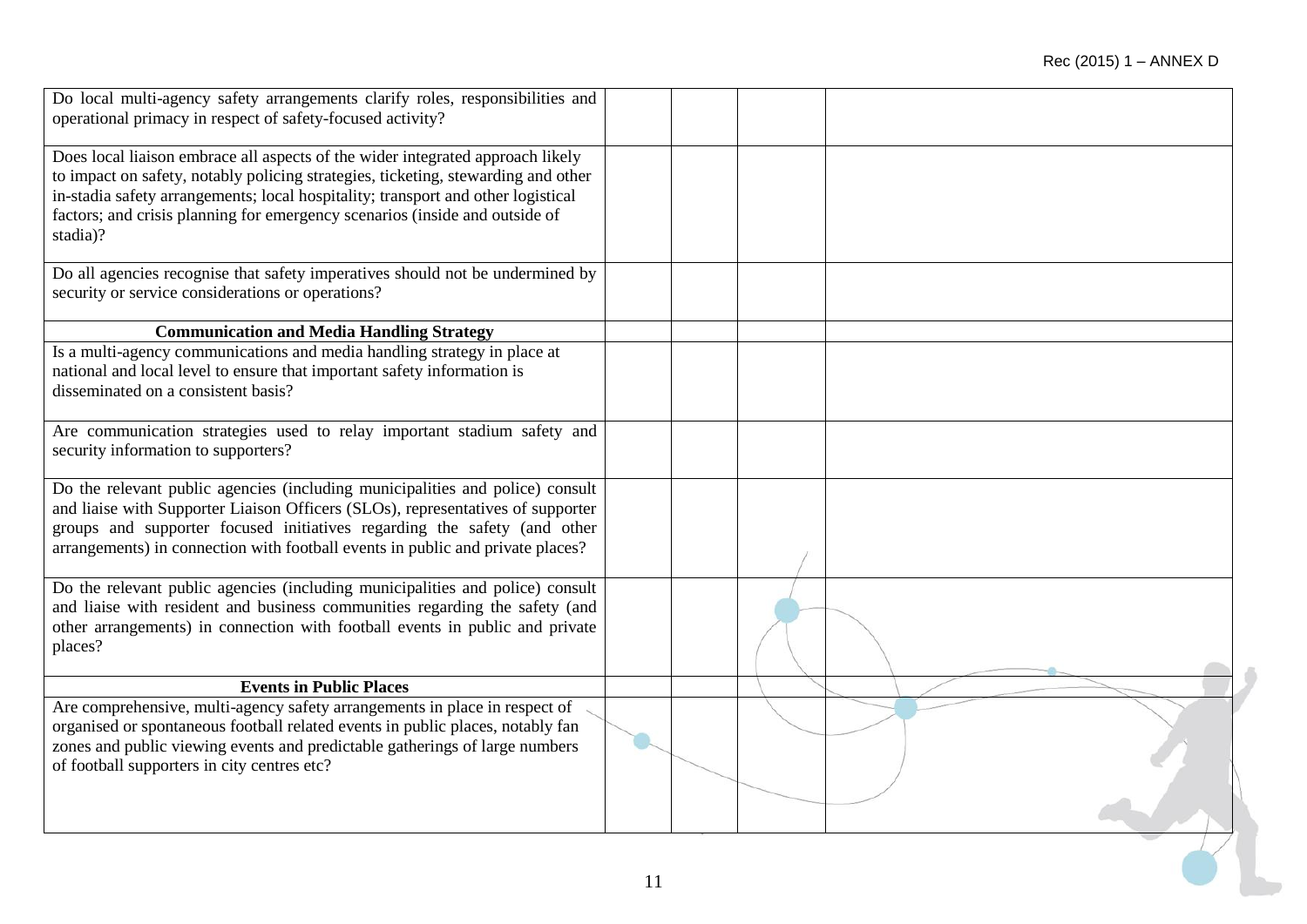| | | | |
|---|---|---|---|
| Do local multi-agency safety arrangements clarify roles, responsibilities and operational primacy in respect of safety-focused activity? | | | |
| Does local liaison embrace all aspects of the wider integrated approach likely to impact on safety, notably policing strategies, ticketing, stewarding and other in-stadia safety arrangements; local hospitality; transport and other logistical factors; and crisis planning for emergency scenarios (inside and outside of stadia)? | | | |
| Do all agencies recognise that safety imperatives should not be undermined by security or service considerations or operations? | | | |
| **Communication and Media Handling Strategy** | | | |
| Is a multi-agency communications and media handling strategy in place at national and local level to ensure that important safety information is disseminated on a consistent basis? | | | |
| Are communication strategies used to relay important stadium safety and security information to supporters? | | | |
| Do the relevant public agencies (including municipalities and police) consult and liaise with Supporter Liaison Officers (SLOs), representatives of supporter groups and supporter focused initiatives regarding the safety (and other arrangements) in connection with football events in public and private places? | | | |
| Do the relevant public agencies (including municipalities and police) consult and liaise with resident and business communities regarding the safety (and other arrangements) in connection with football events in public and private places? | | | |
| **Events in Public Places** | | | |
| Are comprehensive, multi-agency safety arrangements in place in respect of organised or spontaneous football related events in public places, notably fan zones and public viewing events and predictable gatherings of large numbers of football supporters in city centres etc? | | | |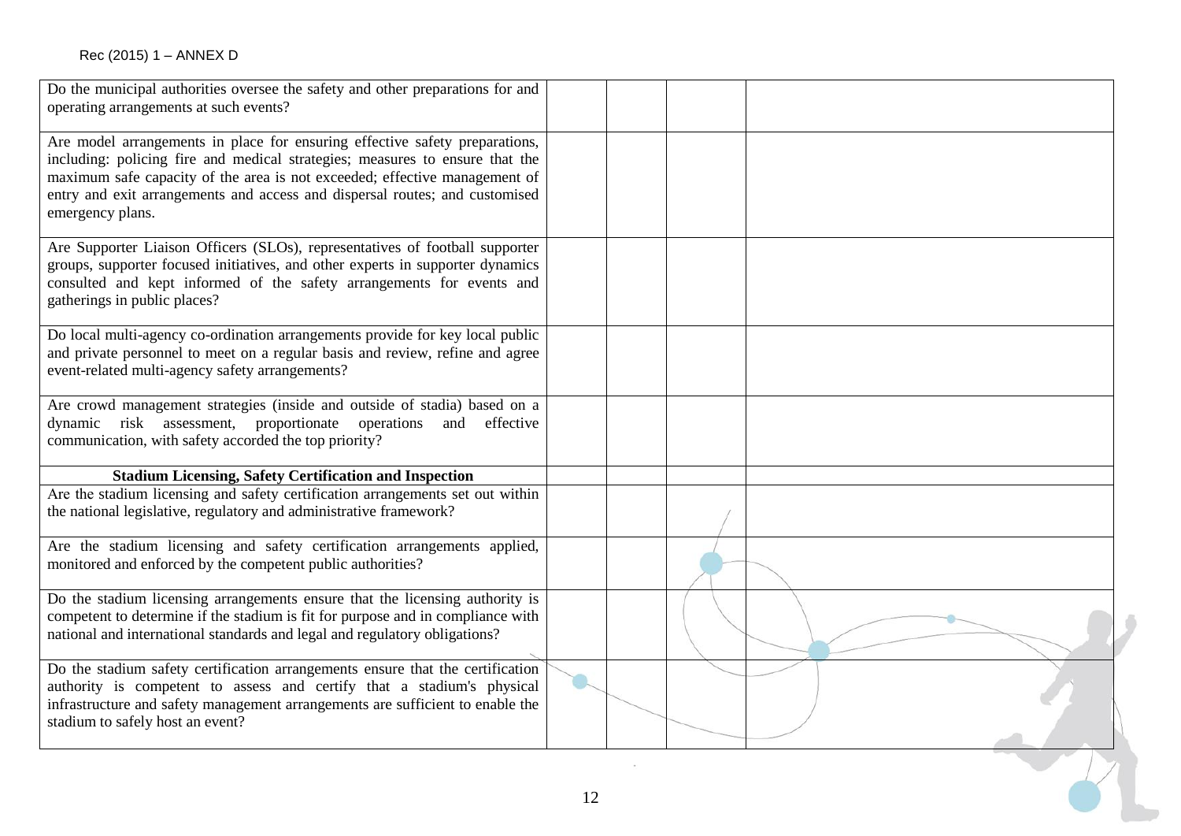| | | | |
|---|---|---|---|
| Do the municipal authorities oversee the safety and other preparations for and operating arrangements at such events? | | | |
| Are model arrangements in place for ensuring effective safety preparations, including: policing fire and medical strategies; measures to ensure that the maximum safe capacity of the area is not exceeded; effective management of entry and exit arrangements and access and dispersal routes; and customised emergency plans. | | | |
| Are Supporter Liaison Officers (SLOs), representatives of football supporter groups, supporter focused initiatives, and other experts in supporter dynamics consulted and kept informed of the safety arrangements for events and gatherings in public places? | | | |
| Do local multi-agency co-ordination arrangements provide for key local public and private personnel to meet on a regular basis and review, refine and agree event-related multi-agency safety arrangements? | | | |
| Are crowd management strategies (inside and outside of stadia) based on a dynamic risk assessment, proportionate operations and effective communication, with safety accorded the top priority? | | | |
| **Stadium Licensing, Safety Certification and Inspection** | | | |
| Are the stadium licensing and safety certification arrangements set out within the national legislative, regulatory and administrative framework? | | | |
| Are the stadium licensing and safety certification arrangements applied, monitored and enforced by the competent public authorities? | | | |
| Do the stadium licensing arrangements ensure that the licensing authority is competent to determine if the stadium is fit for purpose and in compliance with national and international standards and legal and regulatory obligations? | | | |
| Do the stadium safety certification arrangements ensure that the certification authority is competent to assess and certify that a stadium's physical infrastructure and safety management arrangements are sufficient to enable the stadium to safely host an event? | | | |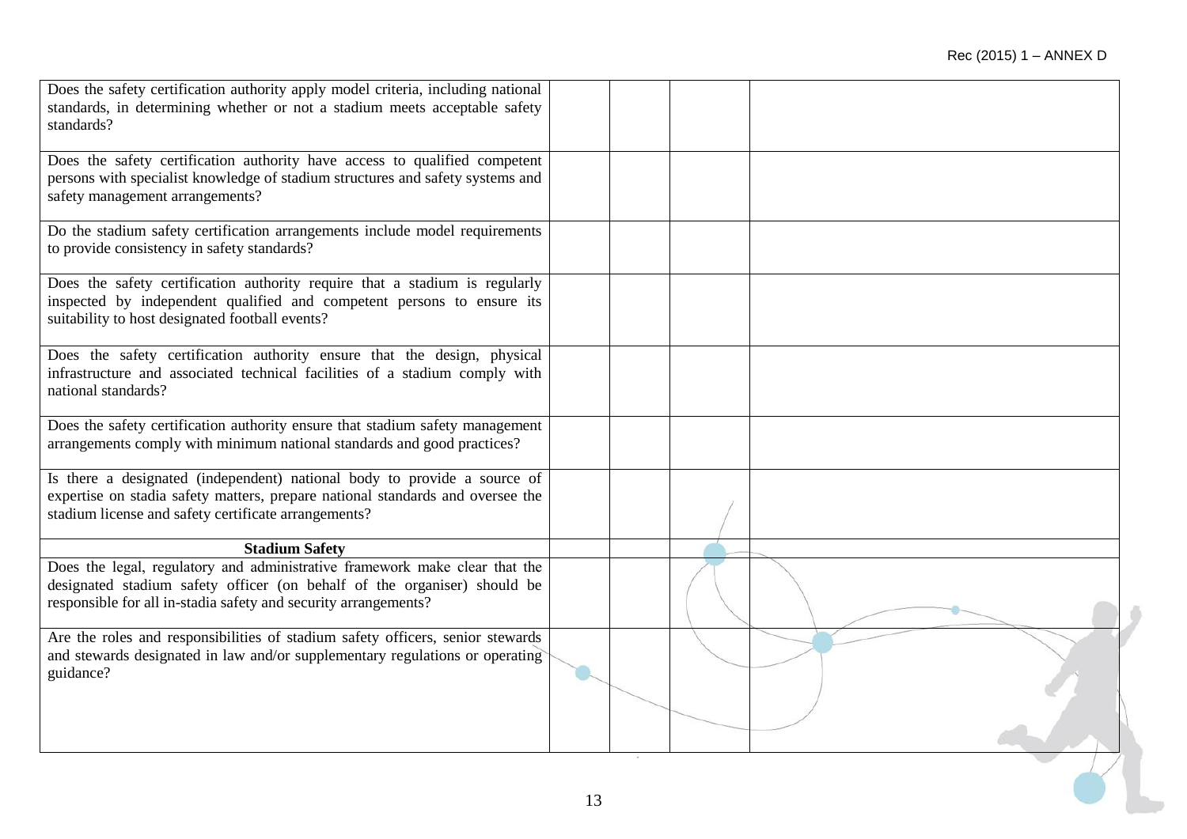| | | | |
|---|---|---|---|
| Does the safety certification authority apply model criteria, including national standards, in determining whether or not a stadium meets acceptable safety standards? | | | |
| Does the safety certification authority have access to qualified competent persons with specialist knowledge of stadium structures and safety systems and safety management arrangements? | | | |
| Do the stadium safety certification arrangements include model requirements to provide consistency in safety standards? | | | |
| Does the safety certification authority require that a stadium is regularly inspected by independent qualified and competent persons to ensure its suitability to host designated football events? | | | |
| Does the safety certification authority ensure that the design, physical infrastructure and associated technical facilities of a stadium comply with national standards? | | | |
| Does the safety certification authority ensure that stadium safety management arrangements comply with minimum national standards and good practices? | | | |
| Is there a designated (independent) national body to provide a source of expertise on stadia safety matters, prepare national standards and oversee the stadium license and safety certificate arrangements? | | | |
| **Stadium Safety** | | | |
| Does the legal, regulatory and administrative framework make clear that the designated stadium safety officer (on behalf of the organiser) should be responsible for all in-stadia safety and security arrangements? | | | |
| Are the roles and responsibilities of stadium safety officers, senior stewards and stewards designated in law and/or supplementary regulations or operating guidance? | | | |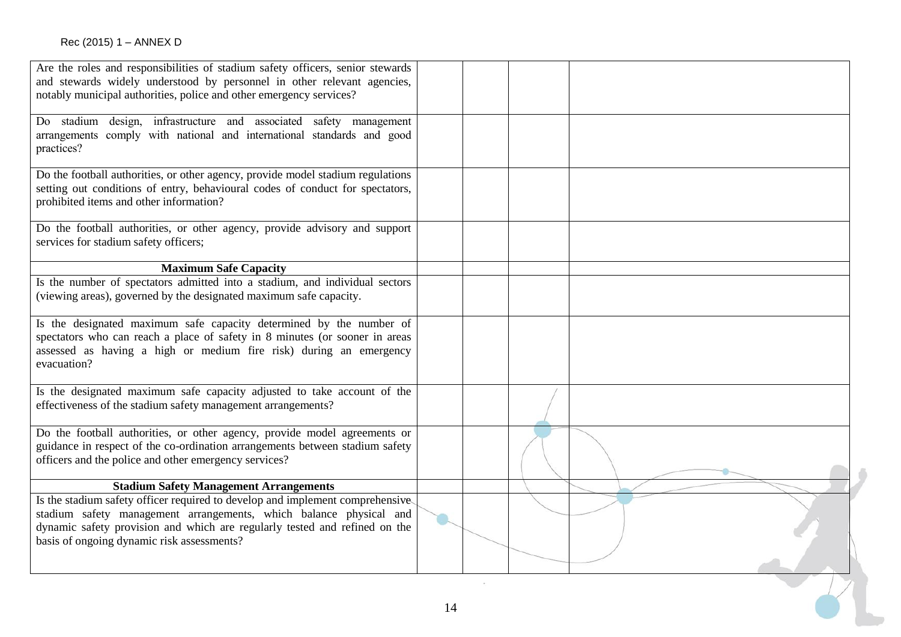| | | | |
|---|---|---|---|
| Are the roles and responsibilities of stadium safety officers, senior stewards and stewards widely understood by personnel in other relevant agencies, notably municipal authorities, police and other emergency services? | | | |
| Do stadium design, infrastructure and associated safety management arrangements comply with national and international standards and good practices? | | | |
| Do the football authorities, or other agency, provide model stadium regulations setting out conditions of entry, behavioural codes of conduct for spectators, prohibited items and other information? | | | |
| Do the football authorities, or other agency, provide advisory and support services for stadium safety officers; | | | |
| **Maximum Safe Capacity** | | | |
| Is the number of spectators admitted into a stadium, and individual sectors (viewing areas), governed by the designated maximum safe capacity. | | | |
| Is the designated maximum safe capacity determined by the number of spectators who can reach a place of safety in 8 minutes (or sooner in areas assessed as having a high or medium fire risk) during an emergency evacuation? | | | |
| Is the designated maximum safe capacity adjusted to take account of the effectiveness of the stadium safety management arrangements? | | | |
| Do the football authorities, or other agency, provide model agreements or guidance in respect of the co-ordination arrangements between stadium safety officers and the police and other emergency services? | | | |
| **Stadium Safety Management Arrangements** | | | |
| Is the stadium safety officer required to develop and implement comprehensive stadium safety management arrangements, which balance physical and dynamic safety provision and which are regularly tested and refined on the basis of ongoing dynamic risk assessments? | | | |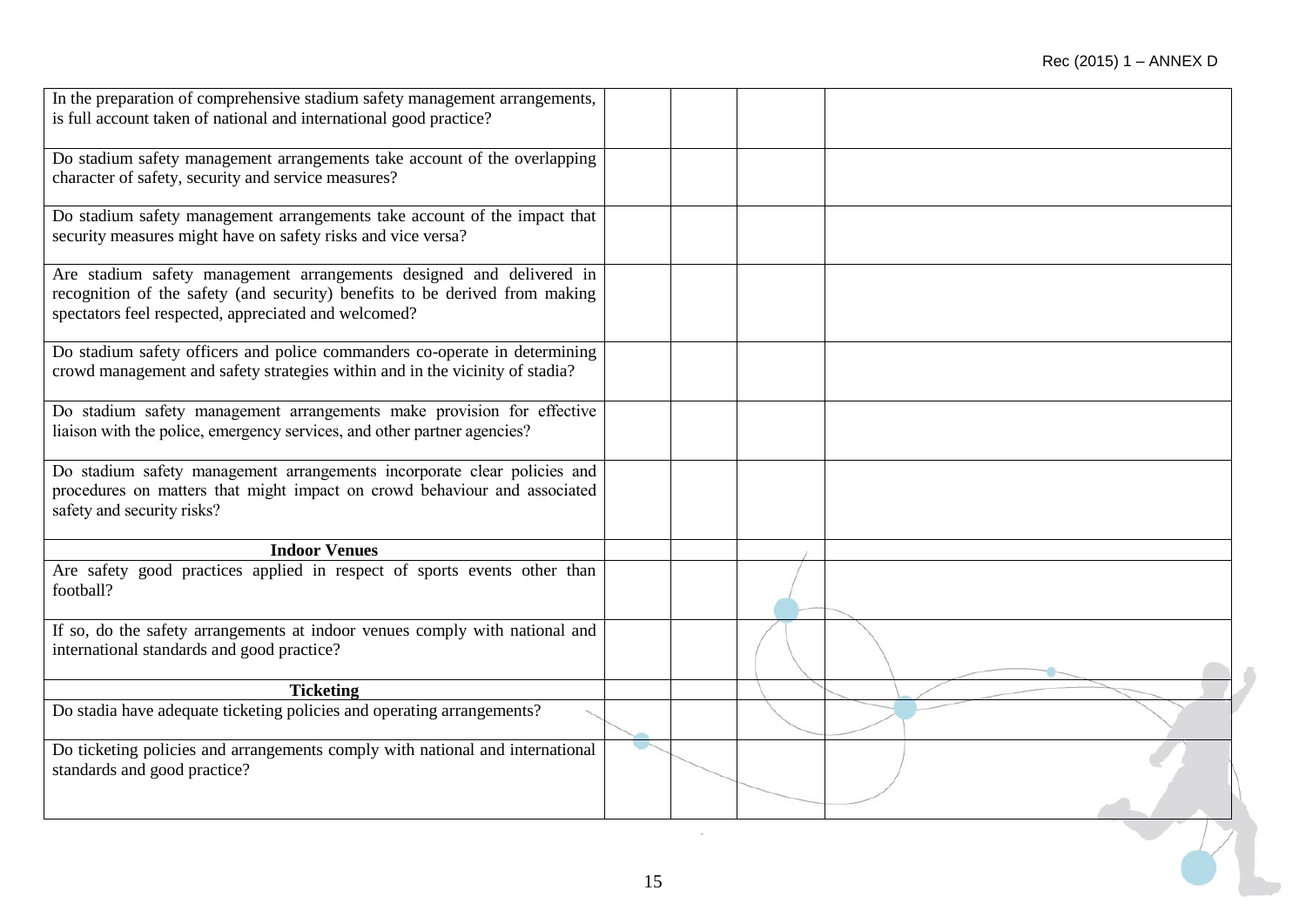| | | | | |
|---|---|---|---|---|
| In the preparation of comprehensive stadium safety management arrangements, is full account taken of national and international good practice? | | | | |
| Do stadium safety management arrangements take account of the overlapping character of safety, security and service measures? | | | | |
| Do stadium safety management arrangements take account of the impact that security measures might have on safety risks and vice versa? | | | | |
| Are stadium safety management arrangements designed and delivered in recognition of the safety (and security) benefits to be derived from making spectators feel respected, appreciated and welcomed? | | | | |
| Do stadium safety officers and police commanders co-operate in determining crowd management and safety strategies within and in the vicinity of stadia? | | | | |
| Do stadium safety management arrangements make provision for effective liaison with the police, emergency services, and other partner agencies? | | | | |
| Do stadium safety management arrangements incorporate clear policies and procedures on matters that might impact on crowd behaviour and associated safety and security risks? | | | | |
| **Indoor Venues** | | | | |
| Are safety good practices applied in respect of sports events other than football? | | | | |
| If so, do the safety arrangements at indoor venues comply with national and international standards and good practice? | | | | |
| **Ticketing** | | | | |
| Do stadia have adequate ticketing policies and operating arrangements? | | | | |
| Do ticketing policies and arrangements comply with national and international standards and good practice? | | | | |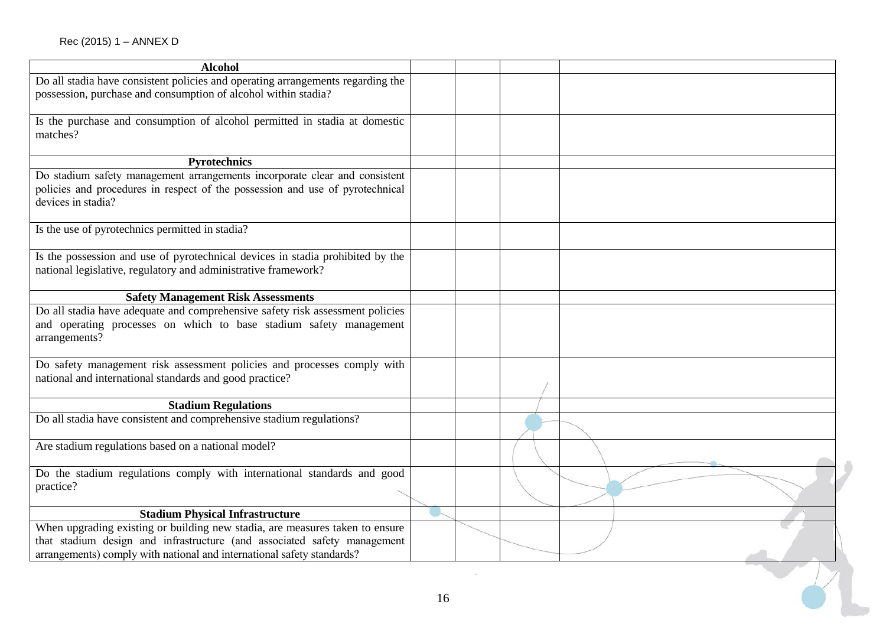| Alcohol | | | | |
|---|---|---|---|---|
| Do all stadia have consistent policies and operating arrangements regarding the possession, purchase and consumption of alcohol within stadia? | | | | |
| Is the purchase and consumption of alcohol permitted in stadia at domestic matches? | | | | |
| **Pyrotechnics** | | | | |
| Do stadium safety management arrangements incorporate clear and consistent policies and procedures in respect of the possession and use of pyrotechnical devices in stadia? | | | | |
| Is the use of pyrotechnics permitted in stadia? | | | | |
| Is the possession and use of pyrotechnical devices in stadia prohibited by the national legislative, regulatory and administrative framework? | | | | |
| **Safety Management Risk Assessments** | | | | |
| Do all stadia have adequate and comprehensive safety risk assessment policies and operating processes on which to base stadium safety management arrangements? | | | | |
| Do safety management risk assessment policies and processes comply with national and international standards and good practice? | | | | |
| **Stadium Regulations** | | | | |
| Do all stadia have consistent and comprehensive stadium regulations? | | | | |
| Are stadium regulations based on a national model? | | | | |
| Do the stadium regulations comply with international standards and good practice? | | | | |
| **Stadium Physical Infrastructure** | | | | |
| When upgrading existing or building new stadia, are measures taken to ensure that stadium design and infrastructure (and associated safety management arrangements) comply with national and international safety standards? | | | | |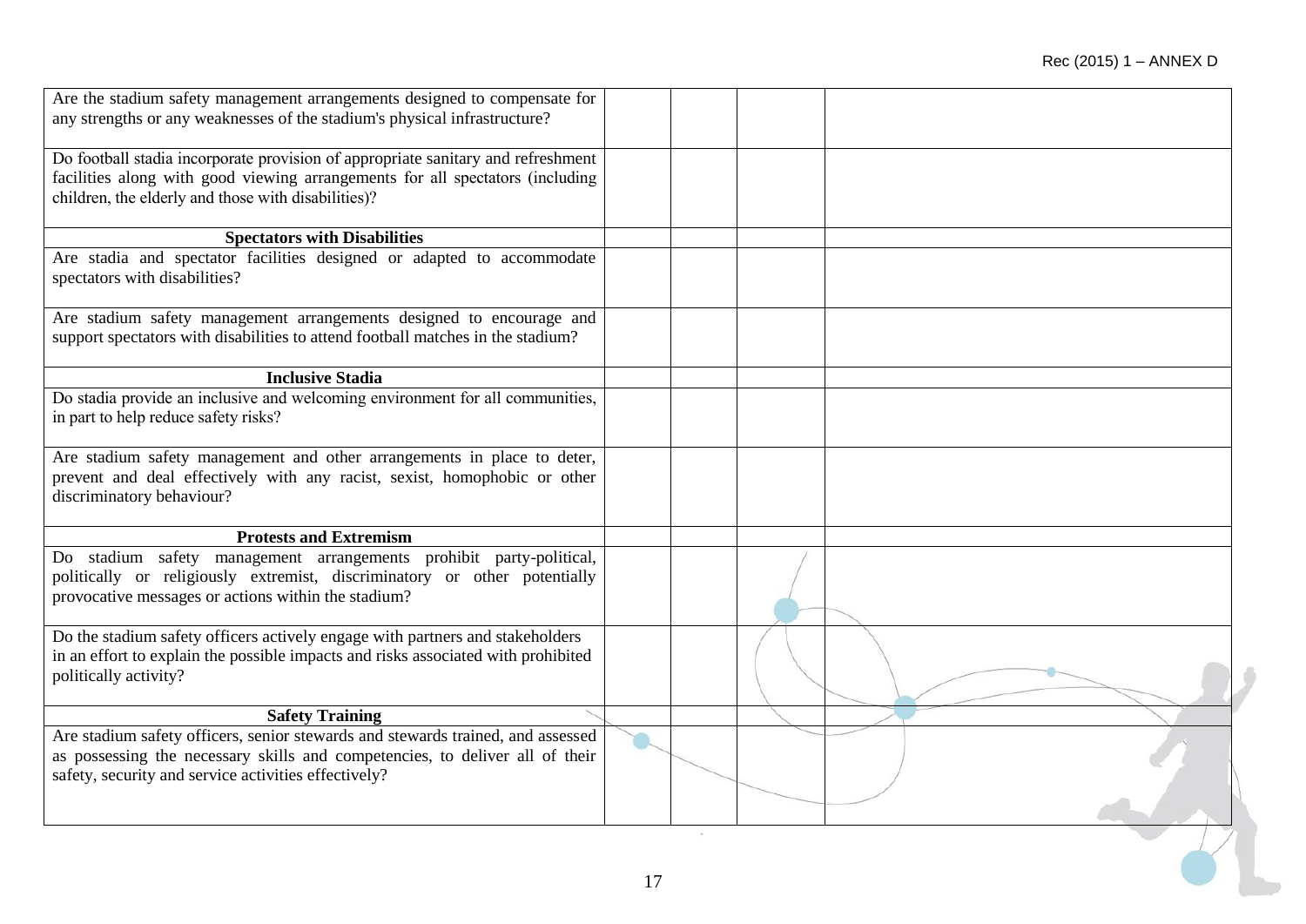| | | | | |
|---|---|---|---|---|
| Are the stadium safety management arrangements designed to compensate for any strengths or any weaknesses of the stadium's physical infrastructure? | | | | |
| Do football stadia incorporate provision of appropriate sanitary and refreshment facilities along with good viewing arrangements for all spectators (including children, the elderly and those with disabilities)? | | | | |
| **Spectators with Disabilities** | | | | |
| Are stadia and spectator facilities designed or adapted to accommodate spectators with disabilities? | | | | |
| Are stadium safety management arrangements designed to encourage and support spectators with disabilities to attend football matches in the stadium? | | | | |
| **Inclusive Stadia** | | | | |
| Do stadia provide an inclusive and welcoming environment for all communities, in part to help reduce safety risks? | | | | |
| Are stadium safety management and other arrangements in place to deter, prevent and deal effectively with any racist, sexist, homophobic or other discriminatory behaviour? | | | | |
| **Protests and Extremism** | | | | |
| Do stadium safety management arrangements prohibit party-political, politically or religiously extremist, discriminatory or other potentially provocative messages or actions within the stadium? | | | | |
| Do the stadium safety officers actively engage with partners and stakeholders in an effort to explain the possible impacts and risks associated with prohibited politically activity? | | | | |
| **Safety Training** | | | | |
| Are stadium safety officers, senior stewards and stewards trained, and assessed as possessing the necessary skills and competencies, to deliver all of their safety, security and service activities effectively? | | | | |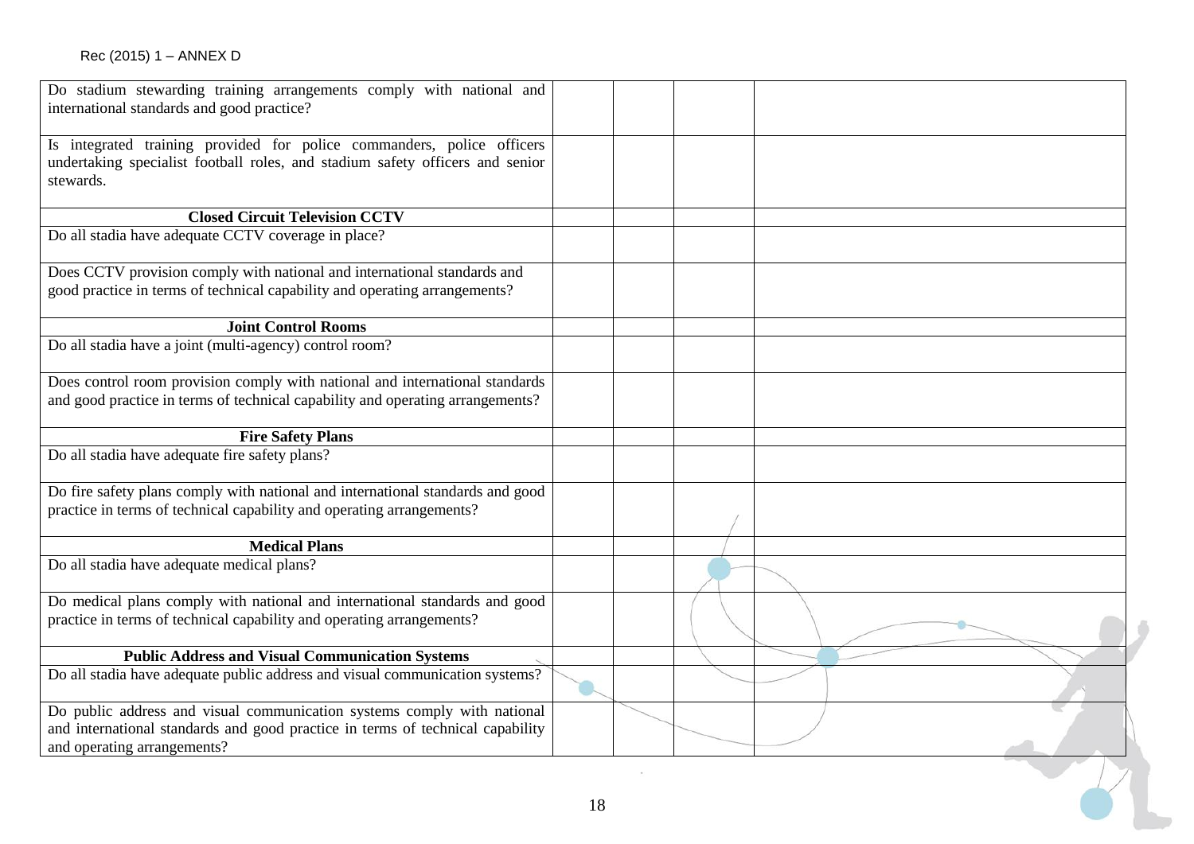| | | | |
|---|---|---|---|
| Do stadium stewarding training arrangements comply with national and international standards and good practice? | | | |
| Is integrated training provided for police commanders, police officers undertaking specialist football roles, and stadium safety officers and senior stewards. | | | |
| **Closed Circuit Television CCTV** | | | |
| Do all stadia have adequate CCTV coverage in place? | | | |
| Does CCTV provision comply with national and international standards and good practice in terms of technical capability and operating arrangements? | | | |
| **Joint Control Rooms** | | | |
| Do all stadia have a joint (multi-agency) control room? | | | |
| Does control room provision comply with national and international standards and good practice in terms of technical capability and operating arrangements? | | | |
| **Fire Safety Plans** | | | |
| Do all stadia have adequate fire safety plans? | | | |
| Do fire safety plans comply with national and international standards and good practice in terms of technical capability and operating arrangements? | | | |
| **Medical Plans** | | | |
| Do all stadia have adequate medical plans? | | | |
| Do medical plans comply with national and international standards and good practice in terms of technical capability and operating arrangements? | | | |
| **Public Address and Visual Communication Systems** | | | |
| Do all stadia have adequate public address and visual communication systems? | | | |
| Do public address and visual communication systems comply with national and international standards and good practice in terms of technical capability and operating arrangements? | | | |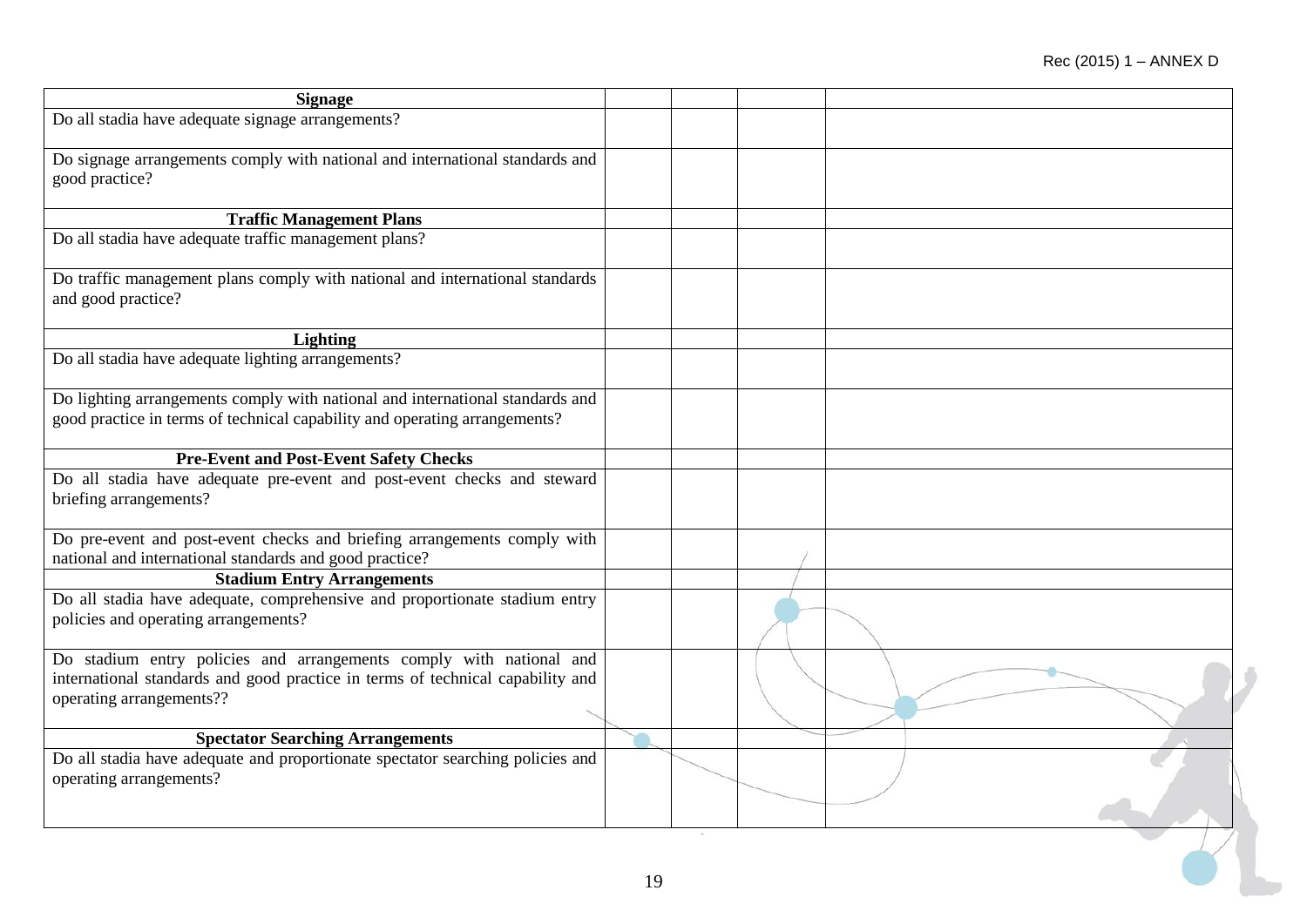| Signage | | | | |
|---|---|---|---|---|
| Do all stadia have adequate signage arrangements? | | | | |
| Do signage arrangements comply with national and international standards and good practice? | | | | |
| **Traffic Management Plans** | | | | |
| Do all stadia have adequate traffic management plans? | | | | |
| Do traffic management plans comply with national and international standards and good practice? | | | | |
| **Lighting** | | | | |
| Do all stadia have adequate lighting arrangements? | | | | |
| Do lighting arrangements comply with national and international standards and good practice in terms of technical capability and operating arrangements? | | | | |
| **Pre-Event and Post-Event Safety Checks** | | | | |
| Do all stadia have adequate pre-event and post-event checks and steward briefing arrangements? | | | | |
| Do pre-event and post-event checks and briefing arrangements comply with national and international standards and good practice? | | | | |
| **Stadium Entry Arrangements** | | | | |
| Do all stadia have adequate, comprehensive and proportionate stadium entry policies and operating arrangements? | | | | |
| Do stadium entry policies and arrangements comply with national and international standards and good practice in terms of technical capability and operating arrangements?? | | | | |
| **Spectator Searching Arrangements** | | | | |
| Do all stadia have adequate and proportionate spectator searching policies and operating arrangements? | | | | |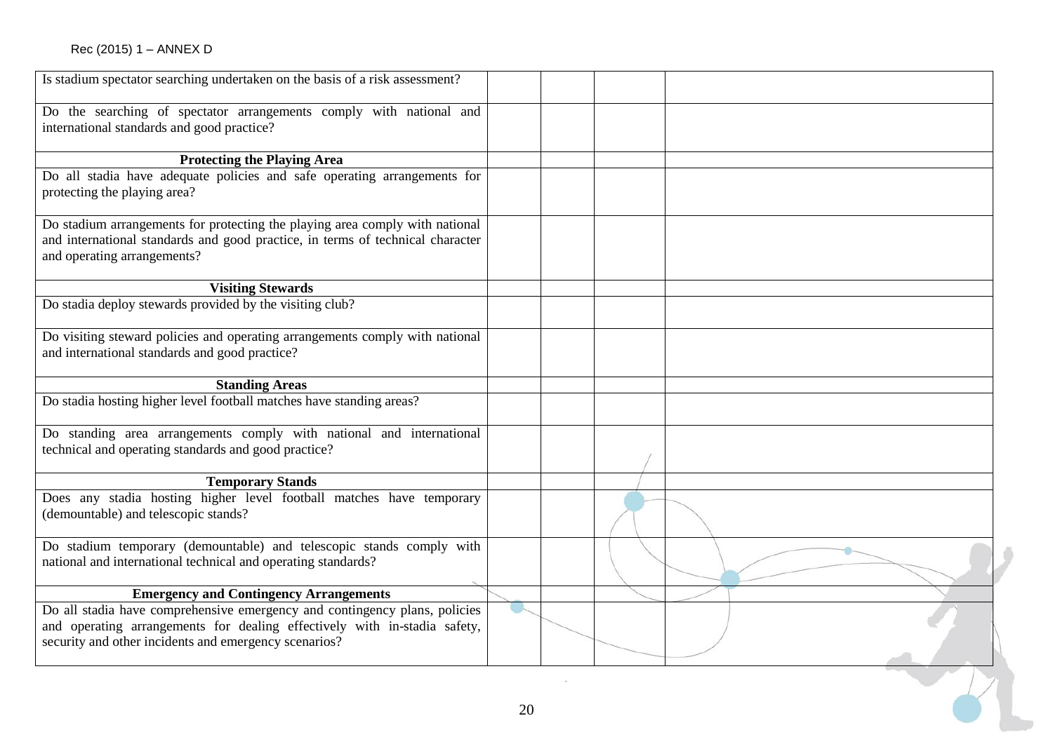| | | | | |
|---|---|---|---|---|
| Is stadium spectator searching undertaken on the basis of a risk assessment? | | | | |
| Do the searching of spectator arrangements comply with national and international standards and good practice? | | | | |
| **Protecting the Playing Area** | | | | |
| Do all stadia have adequate policies and safe operating arrangements for protecting the playing area? | | | | |
| Do stadium arrangements for protecting the playing area comply with national and international standards and good practice, in terms of technical character and operating arrangements? | | | | |
| **Visiting Stewards** | | | | |
| Do stadia deploy stewards provided by the visiting club? | | | | |
| Do visiting steward policies and operating arrangements comply with national and international standards and good practice? | | | | |
| **Standing Areas** | | | | |
| Do stadia hosting higher level football matches have standing areas? | | | | |
| Do standing area arrangements comply with national and international technical and operating standards and good practice? | | | | |
| **Temporary Stands** | | | | |
| Does any stadia hosting higher level football matches have temporary (demountable) and telescopic stands? | | | | |
| Do stadium temporary (demountable) and telescopic stands comply with national and international technical and operating standards? | | | | |
| **Emergency and Contingency Arrangements** | | | | |
| Do all stadia have comprehensive emergency and contingency plans, policies and operating arrangements for dealing effectively with in-stadia safety, security and other incidents and emergency scenarios? | | | | |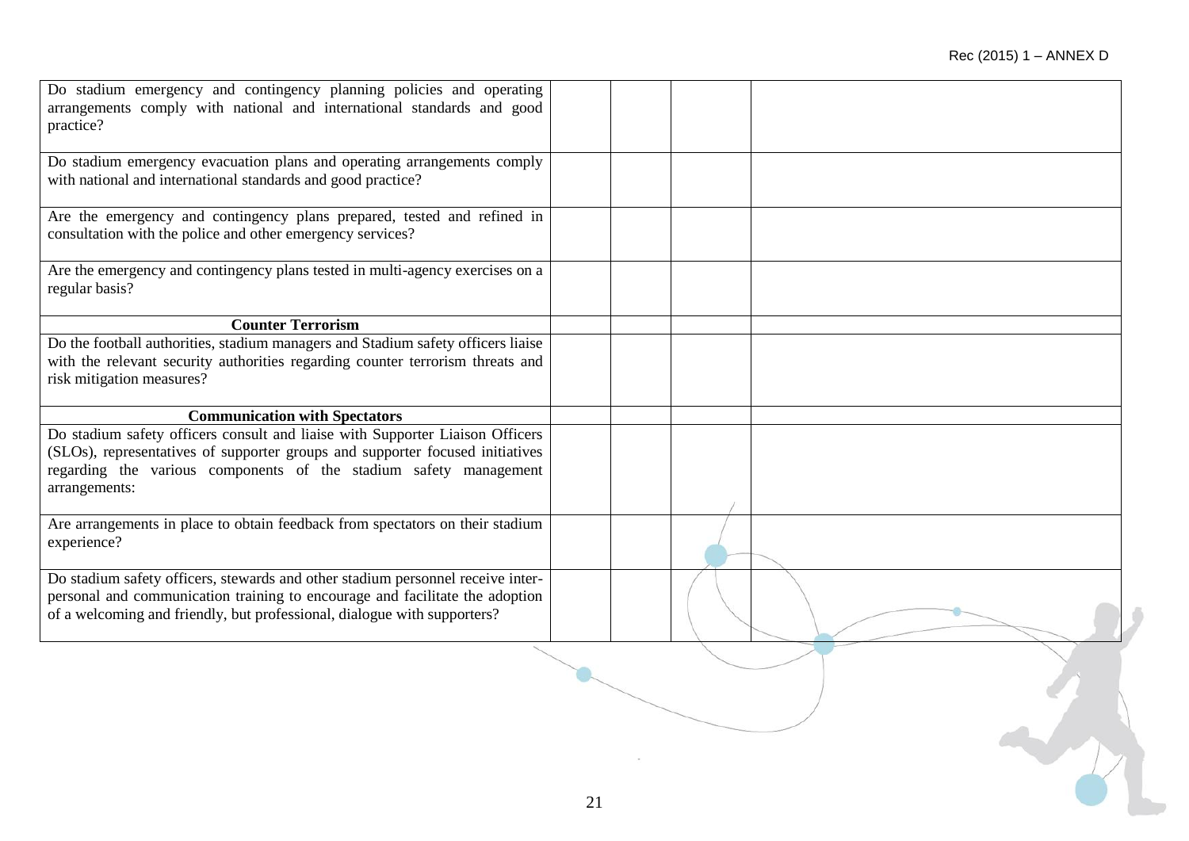| | | | |
|---|---|---|---|
| Do stadium emergency and contingency planning policies and operating arrangements comply with national and international standards and good practice? | | | |
| Do stadium emergency evacuation plans and operating arrangements comply with national and international standards and good practice? | | | |
| Are the emergency and contingency plans prepared, tested and refined in consultation with the police and other emergency services? | | | |
| Are the emergency and contingency plans tested in multi-agency exercises on a regular basis? | | | |
| **Counter Terrorism** | | | |
| Do the football authorities, stadium managers and Stadium safety officers liaise with the relevant security authorities regarding counter terrorism threats and risk mitigation measures? | | | |
| **Communication with Spectators** | | | |
| Do stadium safety officers consult and liaise with Supporter Liaison Officers (SLOs), representatives of supporter groups and supporter focused initiatives regarding the various components of the stadium safety management arrangements: | | | |
| Are arrangements in place to obtain feedback from spectators on their stadium experience? | | | |
| Do stadium safety officers, stewards and other stadium personnel receive inter-personal and communication training to encourage and facilitate the adoption of a welcoming and friendly, but professional, dialogue with supporters? | | | |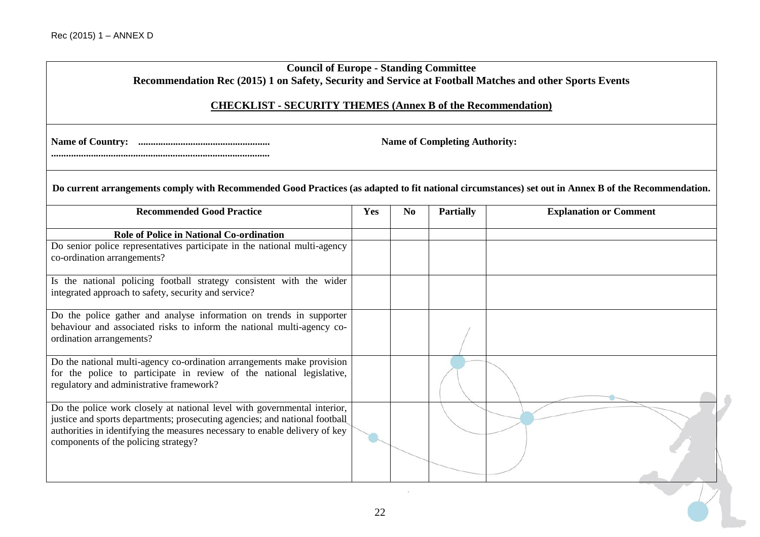**Council of Europe - Standing Committee**
**Recommendation Rec (2015) 1 on Safety, Security and Service at Football Matches and other Sports Events**

## CHECKLIST - SECURITY THEMES (Annex B of the Recommendation)

**Name of Country:** ....................................................

**Name of Completing Authority:** .......................................................................................

**Do current arrangements comply with Recommended Good Practices (as adapted to fit national circumstances) set out in Annex B of the Recommendation.**

| Recommended Good Practice | Yes | No | Partially | Explanation or Comment |
|---|---|---|---|---|
| **Role of Police in National Co-ordination** | | | | |
| Do senior police representatives participate in the national multi-agency co-ordination arrangements? | | | | |
| Is the national policing football strategy consistent with the wider integrated approach to safety, security and service? | | | | |
| Do the police gather and analyse information on trends in supporter behaviour and associated risks to inform the national multi-agency co-ordination arrangements? | | | | |
| Do the national multi-agency co-ordination arrangements make provision for the police to participate in review of the national legislative, regulatory and administrative framework? | | | | |
| Do the police work closely at national level with governmental interior, justice and sports departments; prosecuting agencies; and national football authorities in identifying the measures necessary to enable delivery of key components of the policing strategy? | | | | |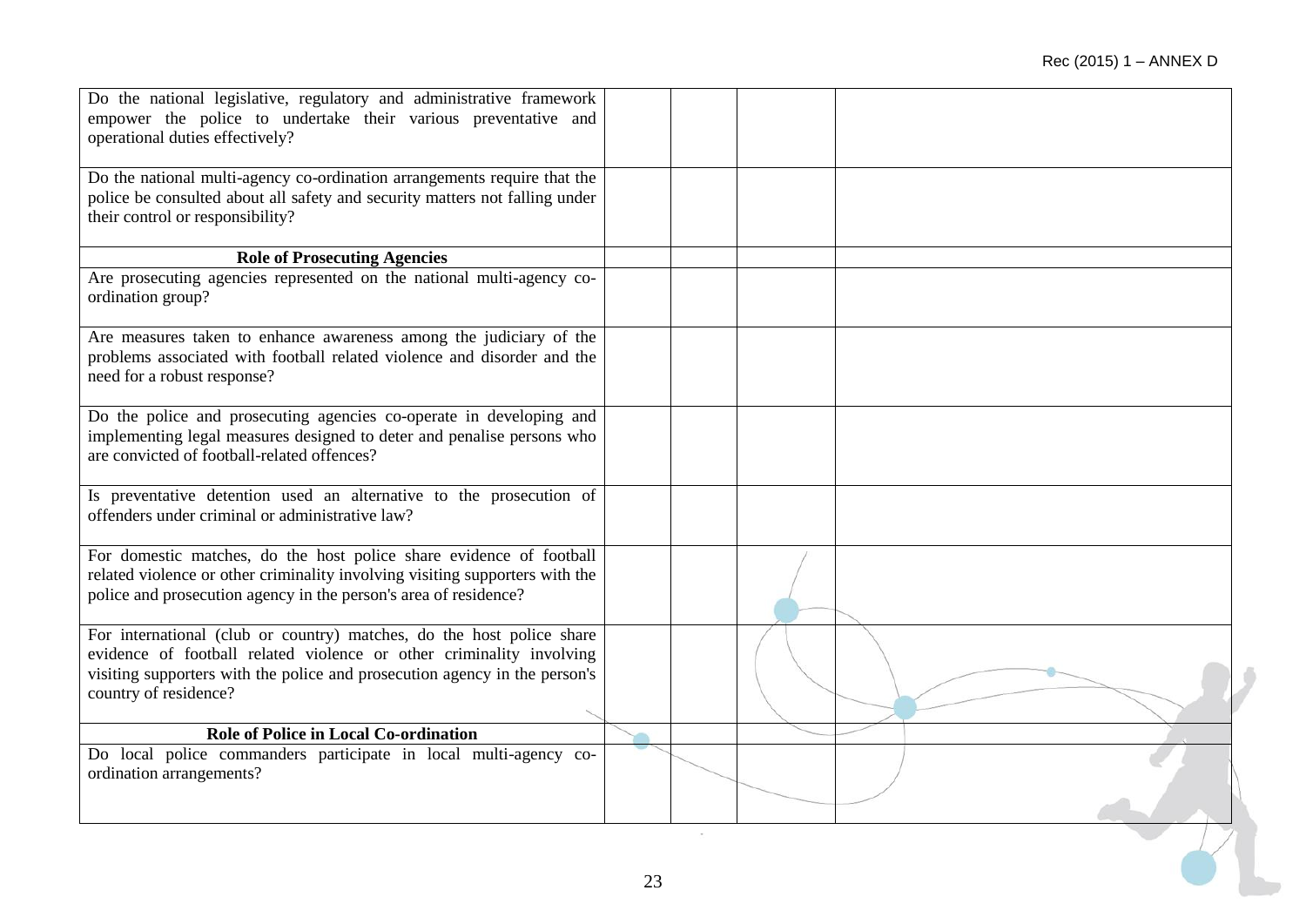| | | | |
|---|---|---|---|
| Do the national legislative, regulatory and administrative framework empower the police to undertake their various preventative and operational duties effectively? | | | |
| Do the national multi-agency co-ordination arrangements require that the police be consulted about all safety and security matters not falling under their control or responsibility? | | | |
| **Role of Prosecuting Agencies** | | | |
| Are prosecuting agencies represented on the national multi-agency co-ordination group? | | | |
| Are measures taken to enhance awareness among the judiciary of the problems associated with football related violence and disorder and the need for a robust response? | | | |
| Do the police and prosecuting agencies co-operate in developing and implementing legal measures designed to deter and penalise persons who are convicted of football-related offences? | | | |
| Is preventative detention used an alternative to the prosecution of offenders under criminal or administrative law? | | | |
| For domestic matches, do the host police share evidence of football related violence or other criminality involving visiting supporters with the police and prosecution agency in the person's area of residence? | | | |
| For international (club or country) matches, do the host police share evidence of football related violence or other criminality involving visiting supporters with the police and prosecution agency in the person's country of residence? | | | |
| **Role of Police in Local Co-ordination** | | | |
| Do local police commanders participate in local multi-agency co-ordination arrangements? | | | |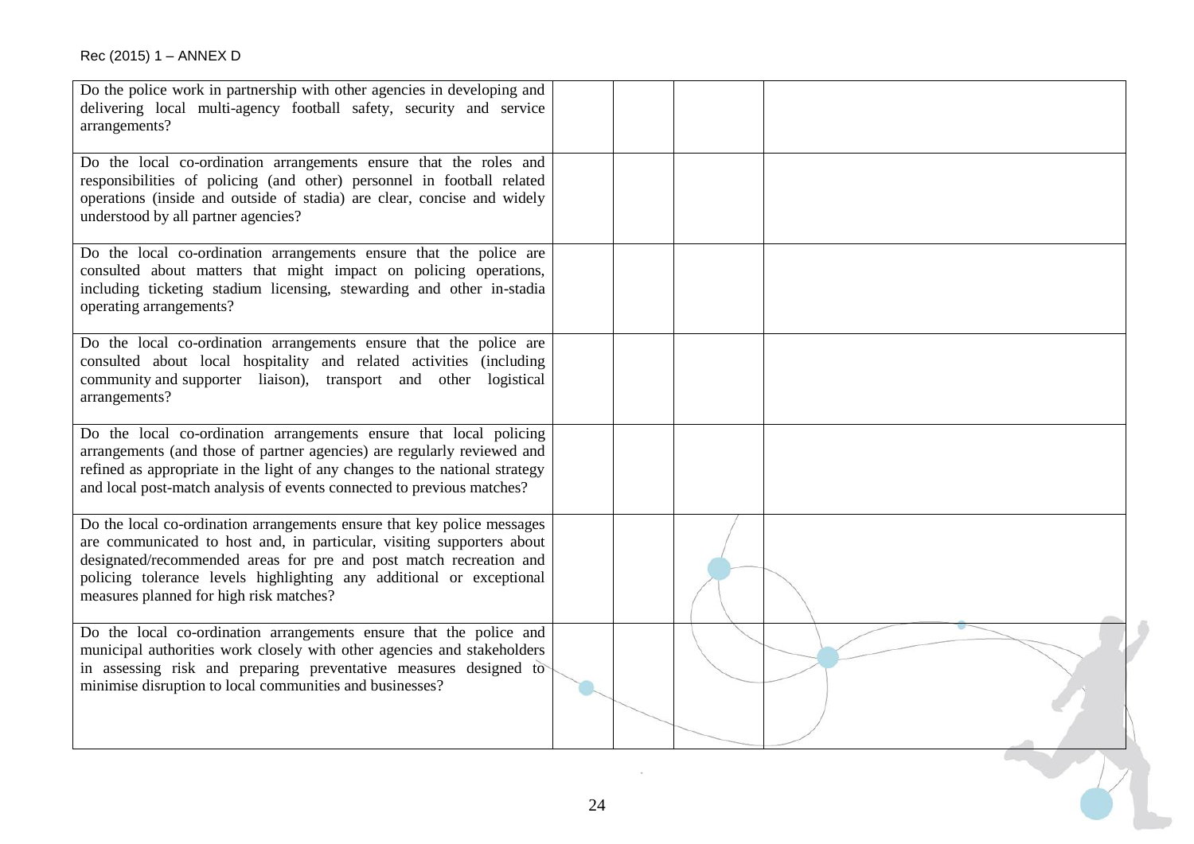| | | | |
|---|---|---|---|
| Do the police work in partnership with other agencies in developing and delivering local multi-agency football safety, security and service arrangements? | | | |
| Do the local co-ordination arrangements ensure that the roles and responsibilities of policing (and other) personnel in football related operations (inside and outside of stadia) are clear, concise and widely understood by all partner agencies? | | | |
| Do the local co-ordination arrangements ensure that the police are consulted about matters that might impact on policing operations, including ticketing stadium licensing, stewarding and other in-stadia operating arrangements? | | | |
| Do the local co-ordination arrangements ensure that the police are consulted about local hospitality and related activities (including community and supporter liaison), transport and other logistical arrangements? | | | |
| Do the local co-ordination arrangements ensure that local policing arrangements (and those of partner agencies) are regularly reviewed and refined as appropriate in the light of any changes to the national strategy and local post-match analysis of events connected to previous matches? | | | |
| Do the local co-ordination arrangements ensure that key police messages are communicated to host and, in particular, visiting supporters about designated/recommended areas for pre and post match recreation and policing tolerance levels highlighting any additional or exceptional measures planned for high risk matches? | | | |
| Do the local co-ordination arrangements ensure that the police and municipal authorities work closely with other agencies and stakeholders in assessing risk and preparing preventative measures designed to minimise disruption to local communities and businesses? | | | |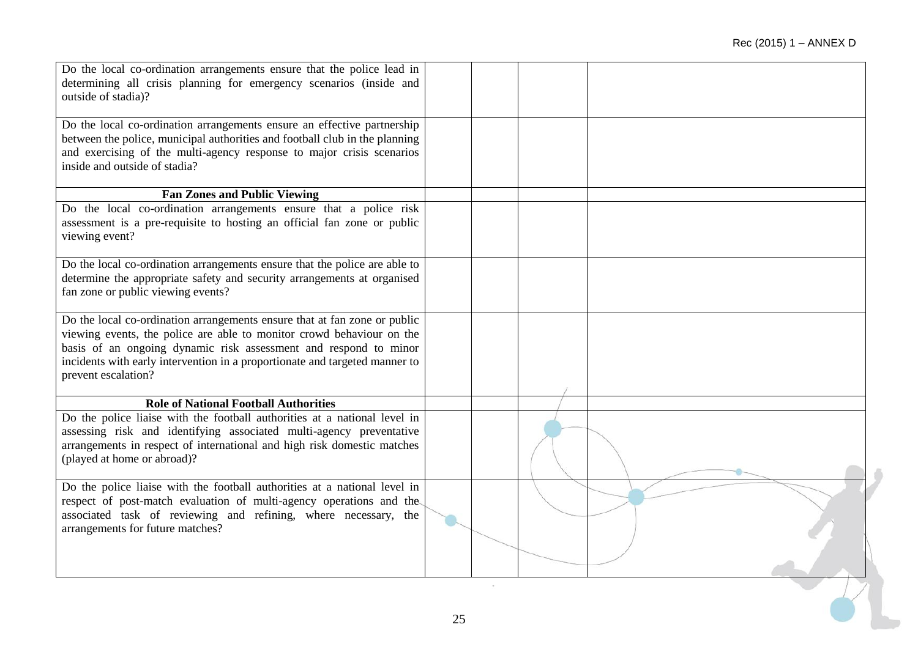| | | | |
|---|---|---|---|
| Do the local co-ordination arrangements ensure that the police lead in determining all crisis planning for emergency scenarios (inside and outside of stadia)? | | | |
| Do the local co-ordination arrangements ensure an effective partnership between the police, municipal authorities and football club in the planning and exercising of the multi-agency response to major crisis scenarios inside and outside of stadia? | | | |
| **Fan Zones and Public Viewing** | | | |
| Do the local co-ordination arrangements ensure that a police risk assessment is a pre-requisite to hosting an official fan zone or public viewing event? | | | |
| Do the local co-ordination arrangements ensure that the police are able to determine the appropriate safety and security arrangements at organised fan zone or public viewing events? | | | |
| Do the local co-ordination arrangements ensure that at fan zone or public viewing events, the police are able to monitor crowd behaviour on the basis of an ongoing dynamic risk assessment and respond to minor incidents with early intervention in a proportionate and targeted manner to prevent escalation? | | | |
| **Role of National Football Authorities** | | | |
| Do the police liaise with the football authorities at a national level in assessing risk and identifying associated multi-agency preventative arrangements in respect of international and high risk domestic matches (played at home or abroad)? | | | |
| Do the police liaise with the football authorities at a national level in respect of post-match evaluation of multi-agency operations and the associated task of reviewing and refining, where necessary, the arrangements for future matches? | | | |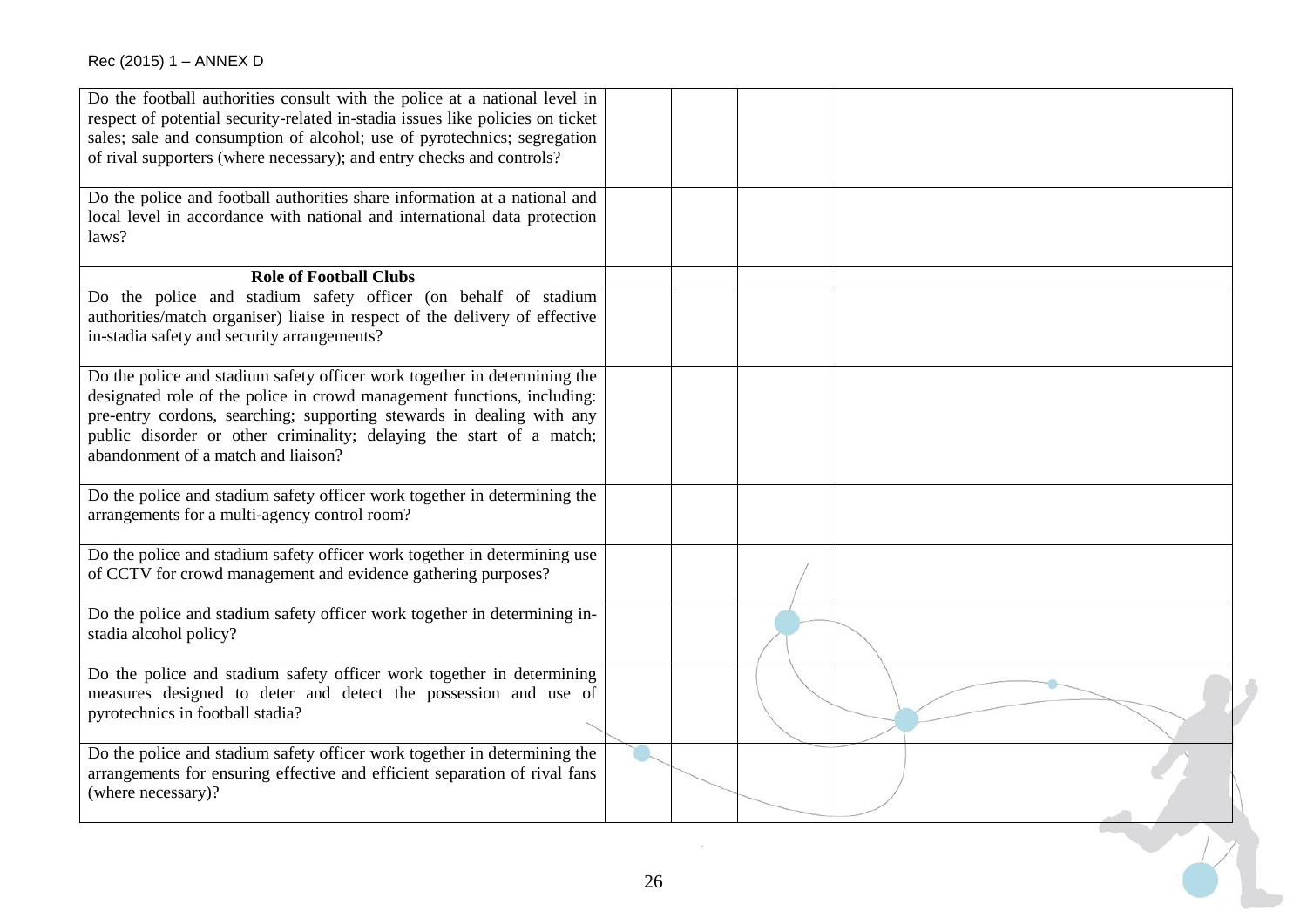| | | | |
|---|---|---|---|
| Do the football authorities consult with the police at a national level in respect of potential security-related in-stadia issues like policies on ticket sales; sale and consumption of alcohol; use of pyrotechnics; segregation of rival supporters (where necessary); and entry checks and controls? | | | |
| Do the police and football authorities share information at a national and local level in accordance with national and international data protection laws? | | | |
| **Role of Football Clubs** | | | |
| Do the police and stadium safety officer (on behalf of stadium authorities/match organiser) liaise in respect of the delivery of effective in-stadia safety and security arrangements? | | | |
| Do the police and stadium safety officer work together in determining the designated role of the police in crowd management functions, including: pre-entry cordons, searching; supporting stewards in dealing with any public disorder or other criminality; delaying the start of a match; abandonment of a match and liaison? | | | |
| Do the police and stadium safety officer work together in determining the arrangements for a multi-agency control room? | | | |
| Do the police and stadium safety officer work together in determining use of CCTV for crowd management and evidence gathering purposes? | | | |
| Do the police and stadium safety officer work together in determining in-stadia alcohol policy? | | | |
| Do the police and stadium safety officer work together in determining measures designed to deter and detect the possession and use of pyrotechnics in football stadia? | | | |
| Do the police and stadium safety officer work together in determining the arrangements for ensuring effective and efficient separation of rival fans (where necessary)? | | | |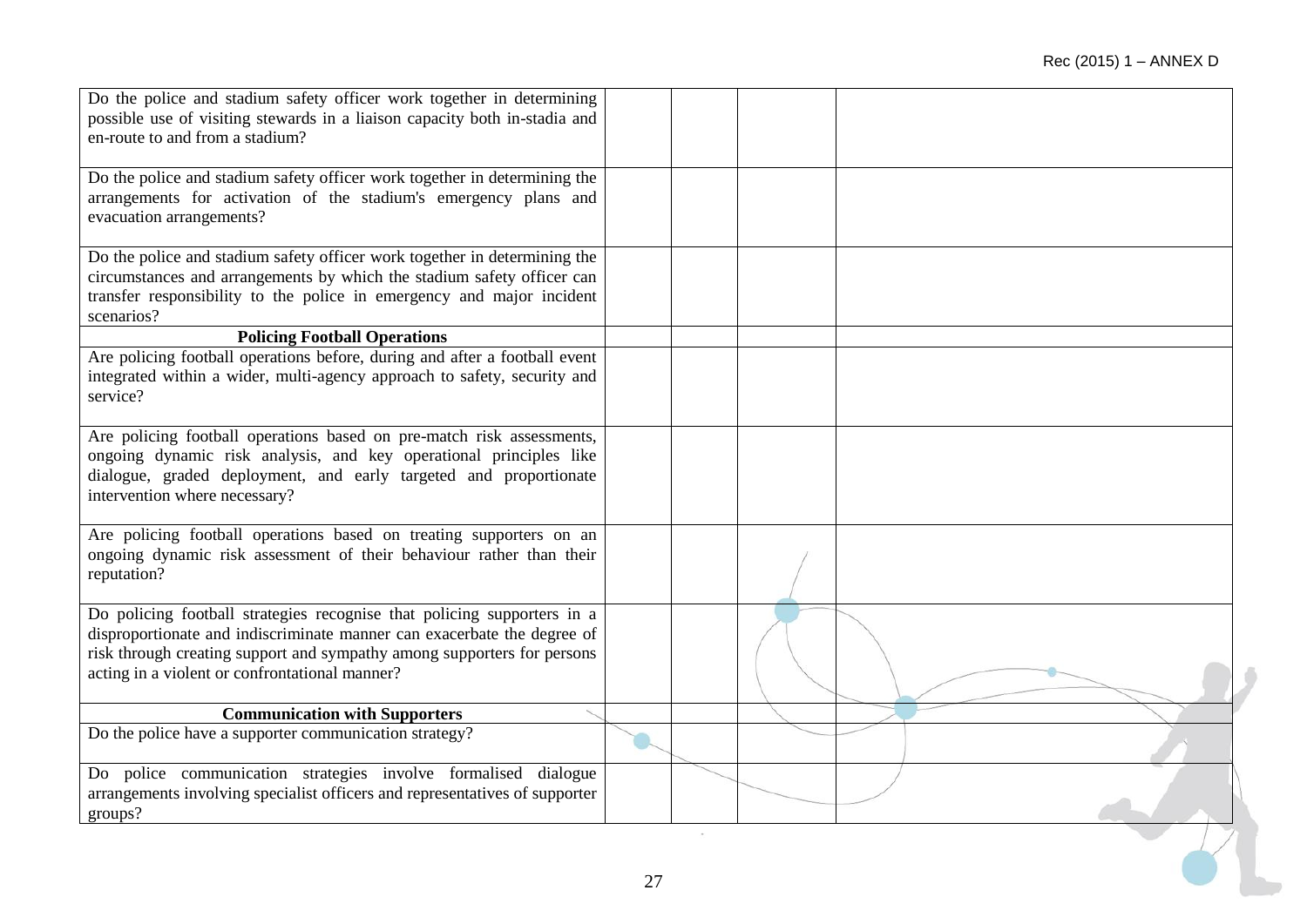| | | | |
|---|---|---|---|
| Do the police and stadium safety officer work together in determining possible use of visiting stewards in a liaison capacity both in-stadia and en-route to and from a stadium? | | | |
| Do the police and stadium safety officer work together in determining the arrangements for activation of the stadium's emergency plans and evacuation arrangements? | | | |
| Do the police and stadium safety officer work together in determining the circumstances and arrangements by which the stadium safety officer can transfer responsibility to the police in emergency and major incident scenarios? | | | |
| **Policing Football Operations** | | | |
| Are policing football operations before, during and after a football event integrated within a wider, multi-agency approach to safety, security and service? | | | |
| Are policing football operations based on pre-match risk assessments, ongoing dynamic risk analysis, and key operational principles like dialogue, graded deployment, and early targeted and proportionate intervention where necessary? | | | |
| Are policing football operations based on treating supporters on an ongoing dynamic risk assessment of their behaviour rather than their reputation? | | | |
| Do policing football strategies recognise that policing supporters in a disproportionate and indiscriminate manner can exacerbate the degree of risk through creating support and sympathy among supporters for persons acting in a violent or confrontational manner? | | | |
| **Communication with Supporters** | | | |
| Do the police have a supporter communication strategy? | | | |
| Do police communication strategies involve formalised dialogue arrangements involving specialist officers and representatives of supporter groups? | | | |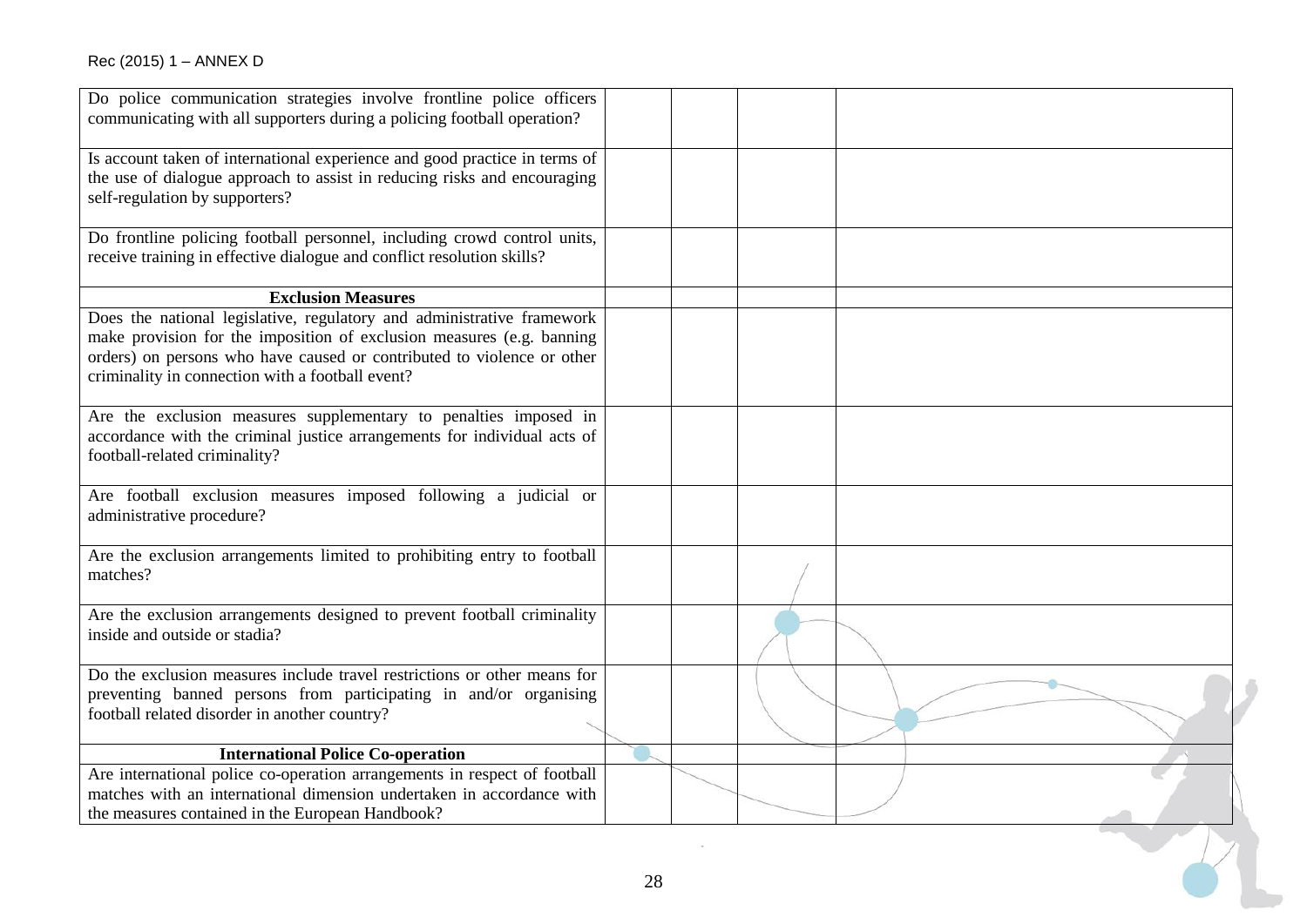| | | | | |
|---|---|---|---|---|
| Do police communication strategies involve frontline police officers communicating with all supporters during a policing football operation? | | | | |
| Is account taken of international experience and good practice in terms of the use of dialogue approach to assist in reducing risks and encouraging self-regulation by supporters? | | | | |
| Do frontline policing football personnel, including crowd control units, receive training in effective dialogue and conflict resolution skills? | | | | |
| **Exclusion Measures** | | | | |
| Does the national legislative, regulatory and administrative framework make provision for the imposition of exclusion measures (e.g. banning orders) on persons who have caused or contributed to violence or other criminality in connection with a football event? | | | | |
| Are the exclusion measures supplementary to penalties imposed in accordance with the criminal justice arrangements for individual acts of football-related criminality? | | | | |
| Are football exclusion measures imposed following a judicial or administrative procedure? | | | | |
| Are the exclusion arrangements limited to prohibiting entry to football matches? | | | | |
| Are the exclusion arrangements designed to prevent football criminality inside and outside or stadia? | | | | |
| Do the exclusion measures include travel restrictions or other means for preventing banned persons from participating in and/or organising football related disorder in another country? | | | | |
| **International Police Co-operation** | | | | |
| Are international police co-operation arrangements in respect of football matches with an international dimension undertaken in accordance with the measures contained in the European Handbook? | | | | |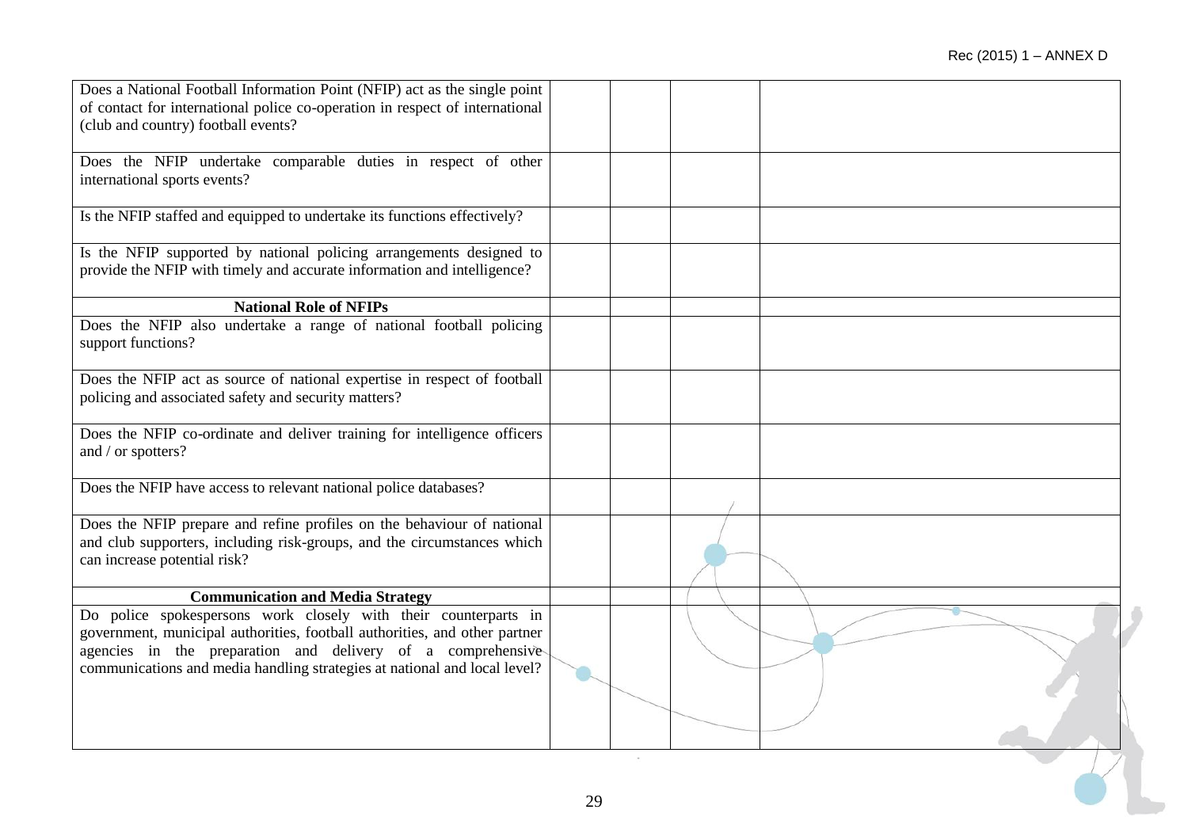| | | | |
|---|---|---|---|
| Does a National Football Information Point (NFIP) act as the single point of contact for international police co-operation in respect of international (club and country) football events? | | | |
| Does the NFIP undertake comparable duties in respect of other international sports events? | | | |
| Is the NFIP staffed and equipped to undertake its functions effectively? | | | |
| Is the NFIP supported by national policing arrangements designed to provide the NFIP with timely and accurate information and intelligence? | | | |
| **National Role of NFIPs** | | | |
| Does the NFIP also undertake a range of national football policing support functions? | | | |
| Does the NFIP act as source of national expertise in respect of football policing and associated safety and security matters? | | | |
| Does the NFIP co-ordinate and deliver training for intelligence officers and / or spotters? | | | |
| Does the NFIP have access to relevant national police databases? | | | |
| Does the NFIP prepare and refine profiles on the behaviour of national and club supporters, including risk-groups, and the circumstances which can increase potential risk? | | | |
| **Communication and Media Strategy** | | | |
| Do police spokespersons work closely with their counterparts in government, municipal authorities, football authorities, and other partner agencies in the preparation and delivery of a comprehensive communications and media handling strategies at national and local level? | | | |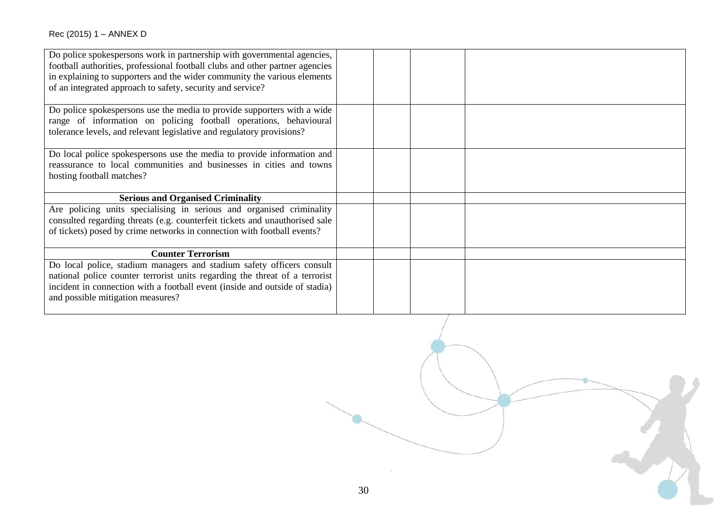| | | | |
|---|---|---|---|
| Do police spokespersons work in partnership with governmental agencies, football authorities, professional football clubs and other partner agencies in explaining to supporters and the wider community the various elements of an integrated approach to safety, security and service? | | | |
| Do police spokespersons use the media to provide supporters with a wide range of information on policing football operations, behavioural tolerance levels, and relevant legislative and regulatory provisions? | | | |
| Do local police spokespersons use the media to provide information and reassurance to local communities and businesses in cities and towns hosting football matches? | | | |
| **Serious and Organised Criminality** | | | |
| Are policing units specialising in serious and organised criminality consulted regarding threats (e.g. counterfeit tickets and unauthorised sale of tickets) posed by crime networks in connection with football events? | | | |
| **Counter Terrorism** | | | |
| Do local police, stadium managers and stadium safety officers consult national police counter terrorist units regarding the threat of a terrorist incident in connection with a football event (inside and outside of stadia) and possible mitigation measures? | | | |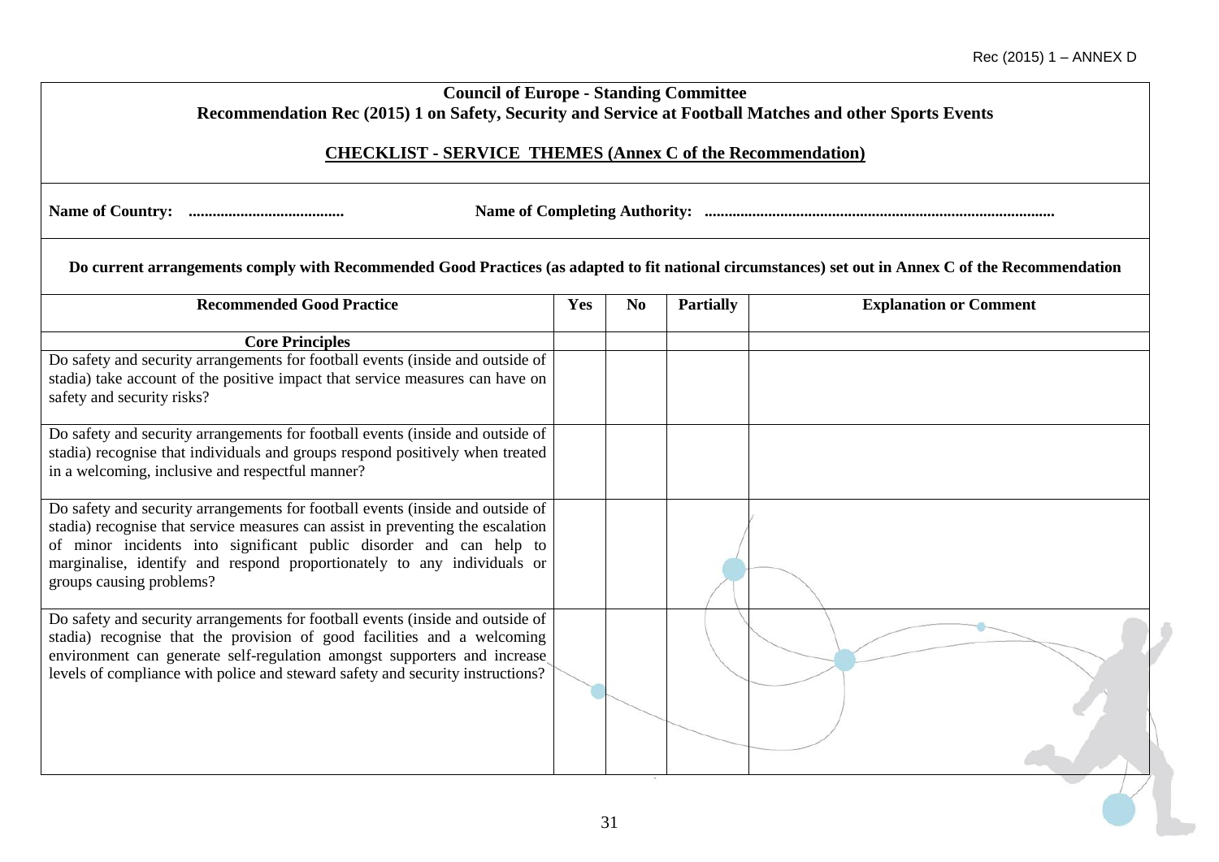Rec (2015) 1 – ANNEX D

**Council of Europe - Standing Committee**
**Recommendation Rec (2015) 1 on Safety, Security and Service at Football Matches and other Sports Events**

**CHECKLIST - SERVICE THEMES (Annex C of the Recommendation)**

**Name of Country: .......................................** **Name of Completing Authority: .......................................................................................**

**Do current arrangements comply with Recommended Good Practices (as adapted to fit national circumstances) set out in Annex C of the Recommendation**

| Recommended Good Practice | Yes | No | Partially | Explanation or Comment |
|---|---|---|---|---|
| **Core Principles** | | | | |
| Do safety and security arrangements for football events (inside and outside of stadia) take account of the positive impact that service measures can have on safety and security risks? | | | | |
| Do safety and security arrangements for football events (inside and outside of stadia) recognise that individuals and groups respond positively when treated in a welcoming, inclusive and respectful manner? | | | | |
| Do safety and security arrangements for football events (inside and outside of stadia) recognise that service measures can assist in preventing the escalation of minor incidents into significant public disorder and can help to marginalise, identify and respond proportionately to any individuals or groups causing problems? | | | | |
| Do safety and security arrangements for football events (inside and outside of stadia) recognise that the provision of good facilities and a welcoming environment can generate self-regulation amongst supporters and increase levels of compliance with police and steward safety and security instructions? | | | | |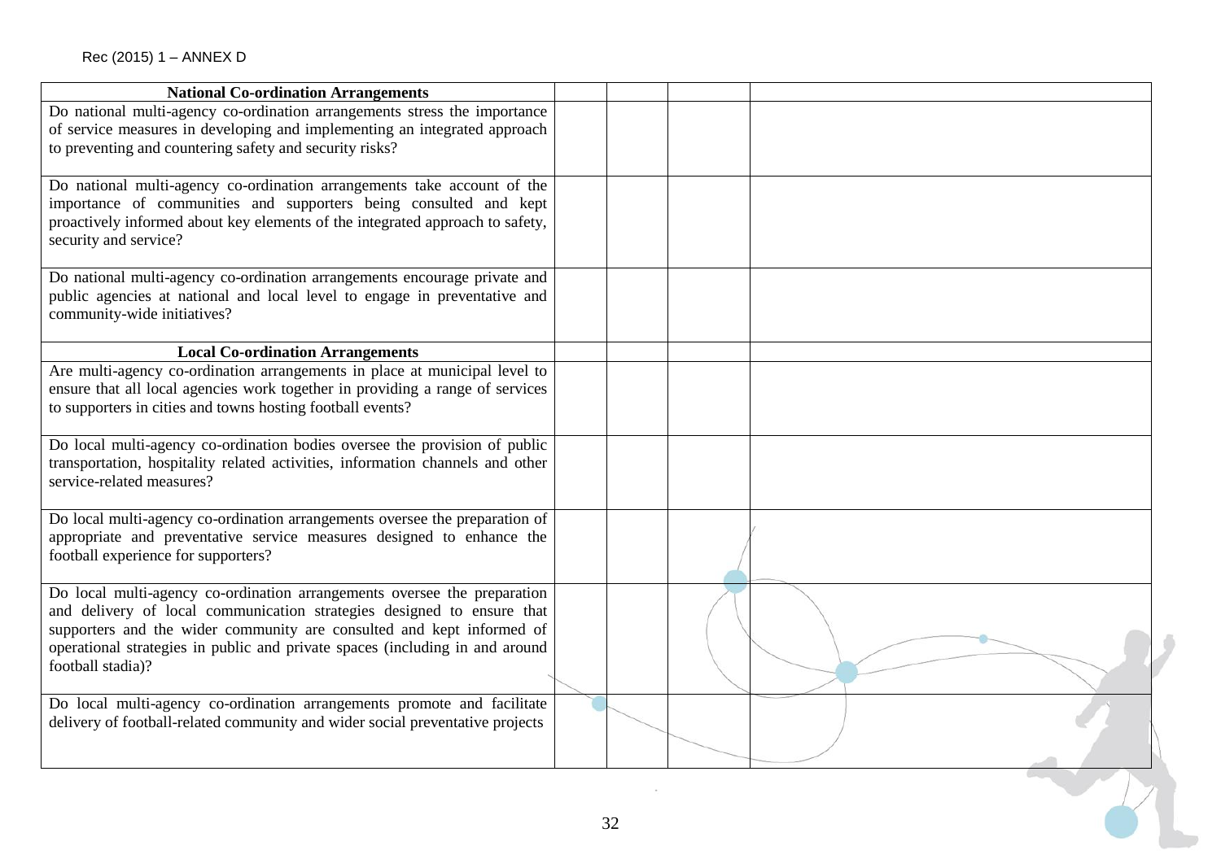| National Co-ordination Arrangements | | | | |
|---|---|---|---|---|
| Do national multi-agency co-ordination arrangements stress the importance of service measures in developing and implementing an integrated approach to preventing and countering safety and security risks? | | | | |
| Do national multi-agency co-ordination arrangements take account of the importance of communities and supporters being consulted and kept proactively informed about key elements of the integrated approach to safety, security and service? | | | | |
| Do national multi-agency co-ordination arrangements encourage private and public agencies at national and local level to engage in preventative and community-wide initiatives? | | | | |
| **Local Co-ordination Arrangements** | | | | |
| Are multi-agency co-ordination arrangements in place at municipal level to ensure that all local agencies work together in providing a range of services to supporters in cities and towns hosting football events? | | | | |
| Do local multi-agency co-ordination bodies oversee the provision of public transportation, hospitality related activities, information channels and other service-related measures? | | | | |
| Do local multi-agency co-ordination arrangements oversee the preparation of appropriate and preventative service measures designed to enhance the football experience for supporters? | | | | |
| Do local multi-agency co-ordination arrangements oversee the preparation and delivery of local communication strategies designed to ensure that supporters and the wider community are consulted and kept informed of operational strategies in public and private spaces (including in and around football stadia)? | | | | |
| Do local multi-agency co-ordination arrangements promote and facilitate delivery of football-related community and wider social preventative projects | | | | |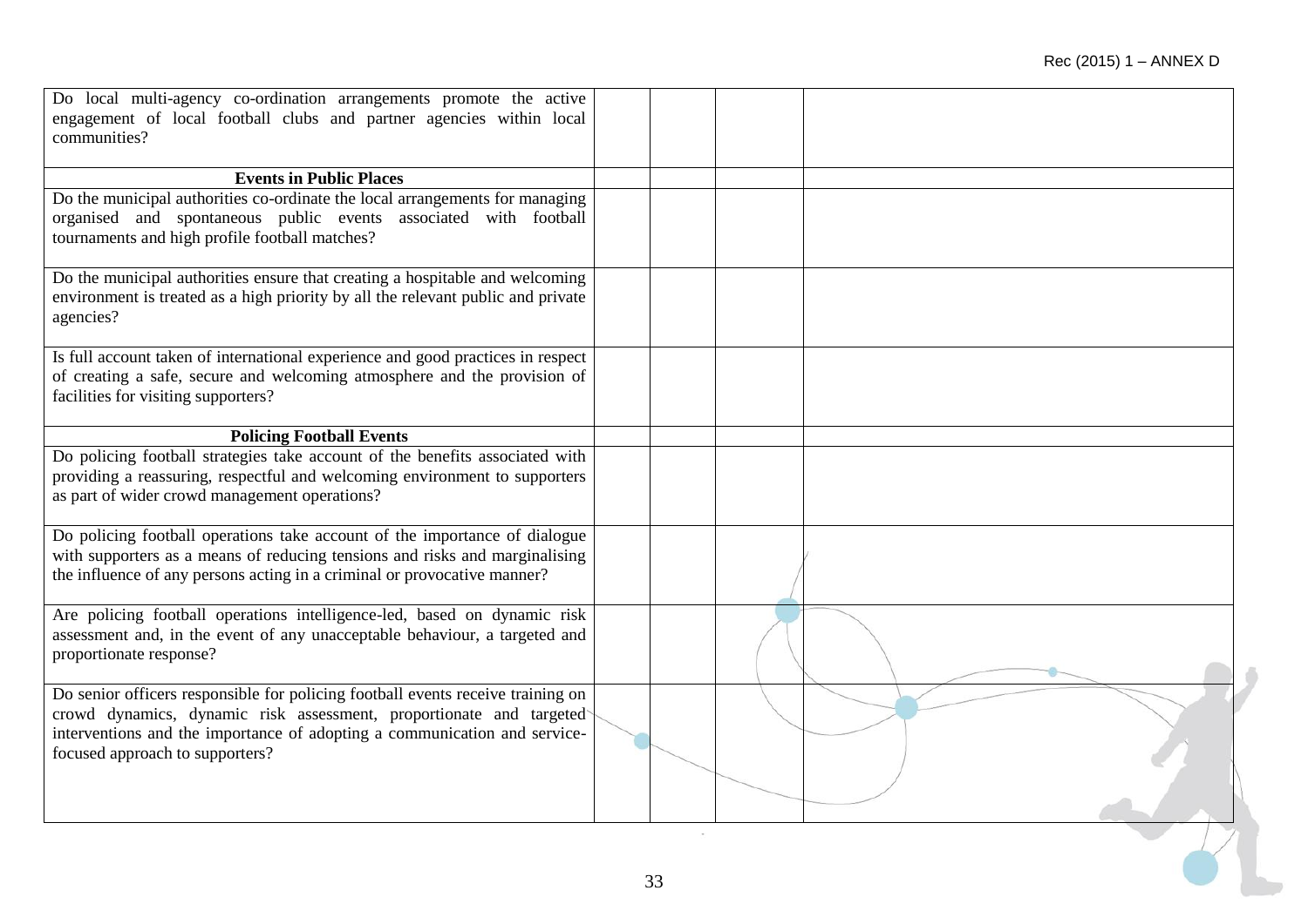| | | | |
|---|---|---|---|
| Do local multi-agency co-ordination arrangements promote the active engagement of local football clubs and partner agencies within local communities? | | | |
| **Events in Public Places** | | | |
| Do the municipal authorities co-ordinate the local arrangements for managing organised and spontaneous public events associated with football tournaments and high profile football matches? | | | |
| Do the municipal authorities ensure that creating a hospitable and welcoming environment is treated as a high priority by all the relevant public and private agencies? | | | |
| Is full account taken of international experience and good practices in respect of creating a safe, secure and welcoming atmosphere and the provision of facilities for visiting supporters? | | | |
| **Policing Football Events** | | | |
| Do policing football strategies take account of the benefits associated with providing a reassuring, respectful and welcoming environment to supporters as part of wider crowd management operations? | | | |
| Do policing football operations take account of the importance of dialogue with supporters as a means of reducing tensions and risks and marginalising the influence of any persons acting in a criminal or provocative manner? | | | |
| Are policing football operations intelligence-led, based on dynamic risk assessment and, in the event of any unacceptable behaviour, a targeted and proportionate response? | | | |
| Do senior officers responsible for policing football events receive training on crowd dynamics, dynamic risk assessment, proportionate and targeted interventions and the importance of adopting a communication and service-focused approach to supporters? | | | |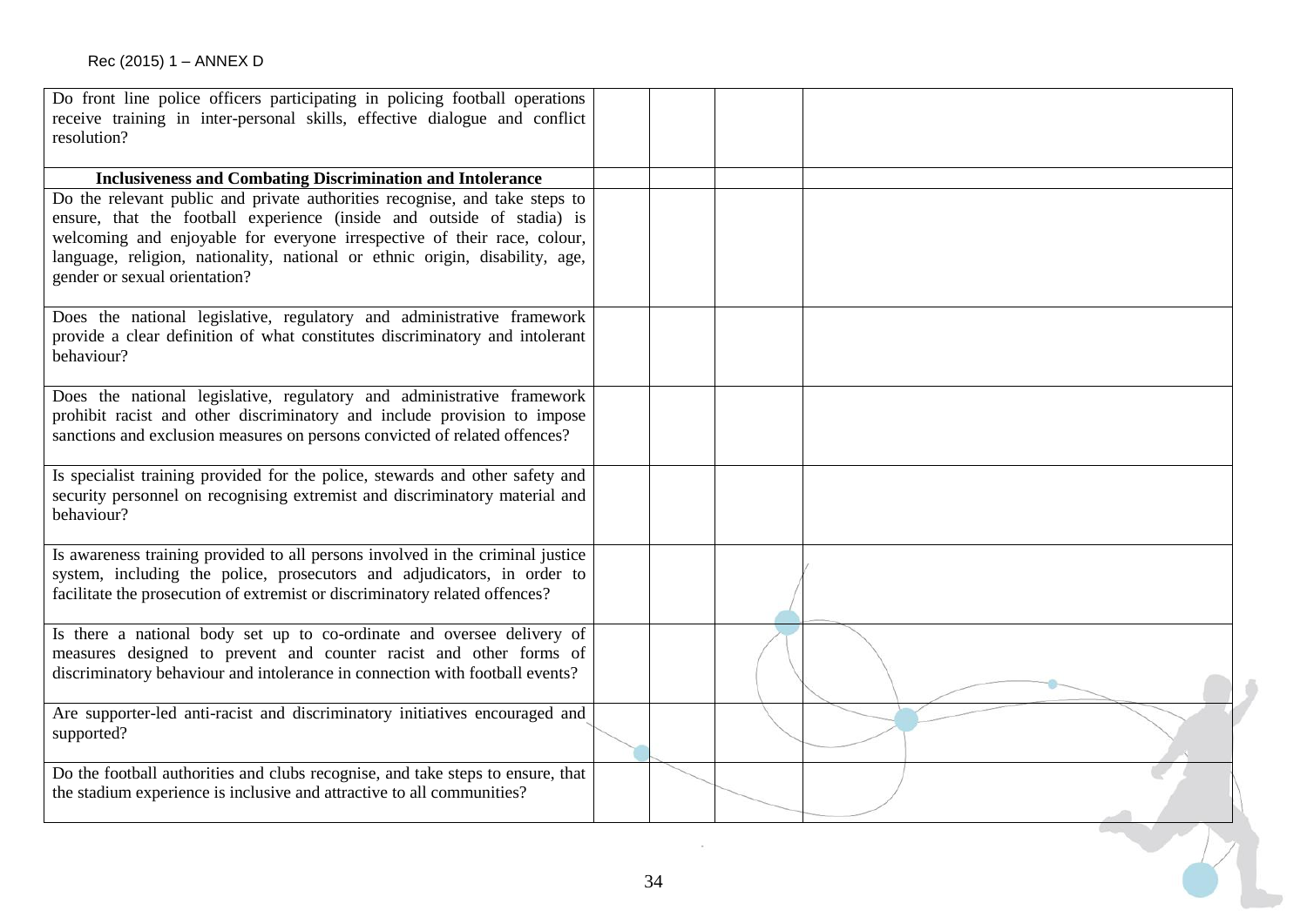| | | | |
|---|---|---|---|
| Do front line police officers participating in policing football operations receive training in inter-personal skills, effective dialogue and conflict resolution? | | | |
| **Inclusiveness and Combating Discrimination and Intolerance** | | | |
| Do the relevant public and private authorities recognise, and take steps to ensure, that the football experience (inside and outside of stadia) is welcoming and enjoyable for everyone irrespective of their race, colour, language, religion, nationality, national or ethnic origin, disability, age, gender or sexual orientation? | | | |
| Does the national legislative, regulatory and administrative framework provide a clear definition of what constitutes discriminatory and intolerant behaviour? | | | |
| Does the national legislative, regulatory and administrative framework prohibit racist and other discriminatory and include provision to impose sanctions and exclusion measures on persons convicted of related offences? | | | |
| Is specialist training provided for the police, stewards and other safety and security personnel on recognising extremist and discriminatory material and behaviour? | | | |
| Is awareness training provided to all persons involved in the criminal justice system, including the police, prosecutors and adjudicators, in order to facilitate the prosecution of extremist or discriminatory related offences? | | | |
| Is there a national body set up to co-ordinate and oversee delivery of measures designed to prevent and counter racist and other forms of discriminatory behaviour and intolerance in connection with football events? | | | |
| Are supporter-led anti-racist and discriminatory initiatives encouraged and supported? | | | |
| Do the football authorities and clubs recognise, and take steps to ensure, that the stadium experience is inclusive and attractive to all communities? | | | |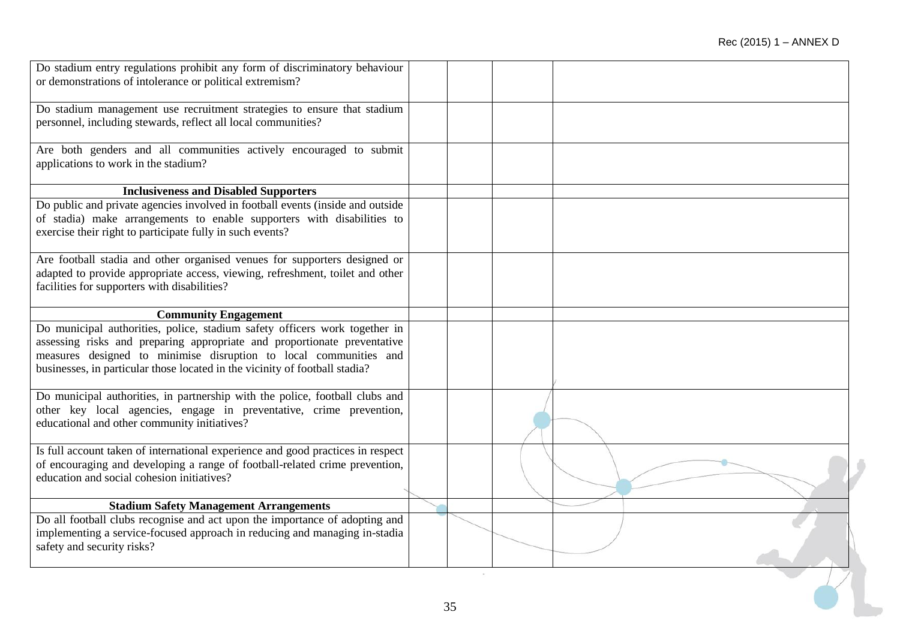| | | | |
|---|---|---|---|
| Do stadium entry regulations prohibit any form of discriminatory behaviour or demonstrations of intolerance or political extremism? | | | |
| Do stadium management use recruitment strategies to ensure that stadium personnel, including stewards, reflect all local communities? | | | |
| Are both genders and all communities actively encouraged to submit applications to work in the stadium? | | | |
| **Inclusiveness and Disabled Supporters** | | | |
| Do public and private agencies involved in football events (inside and outside of stadia) make arrangements to enable supporters with disabilities to exercise their right to participate fully in such events? | | | |
| Are football stadia and other organised venues for supporters designed or adapted to provide appropriate access, viewing, refreshment, toilet and other facilities for supporters with disabilities? | | | |
| **Community Engagement** | | | |
| Do municipal authorities, police, stadium safety officers work together in assessing risks and preparing appropriate and proportionate preventative measures designed to minimise disruption to local communities and businesses, in particular those located in the vicinity of football stadia? | | | |
| Do municipal authorities, in partnership with the police, football clubs and other key local agencies, engage in preventative, crime prevention, educational and other community initiatives? | | | |
| Is full account taken of international experience and good practices in respect of encouraging and developing a range of football-related crime prevention, education and social cohesion initiatives? | | | |
| **Stadium Safety Management Arrangements** | | | |
| Do all football clubs recognise and act upon the importance of adopting and implementing a service-focused approach in reducing and managing in-stadia safety and security risks? | | | |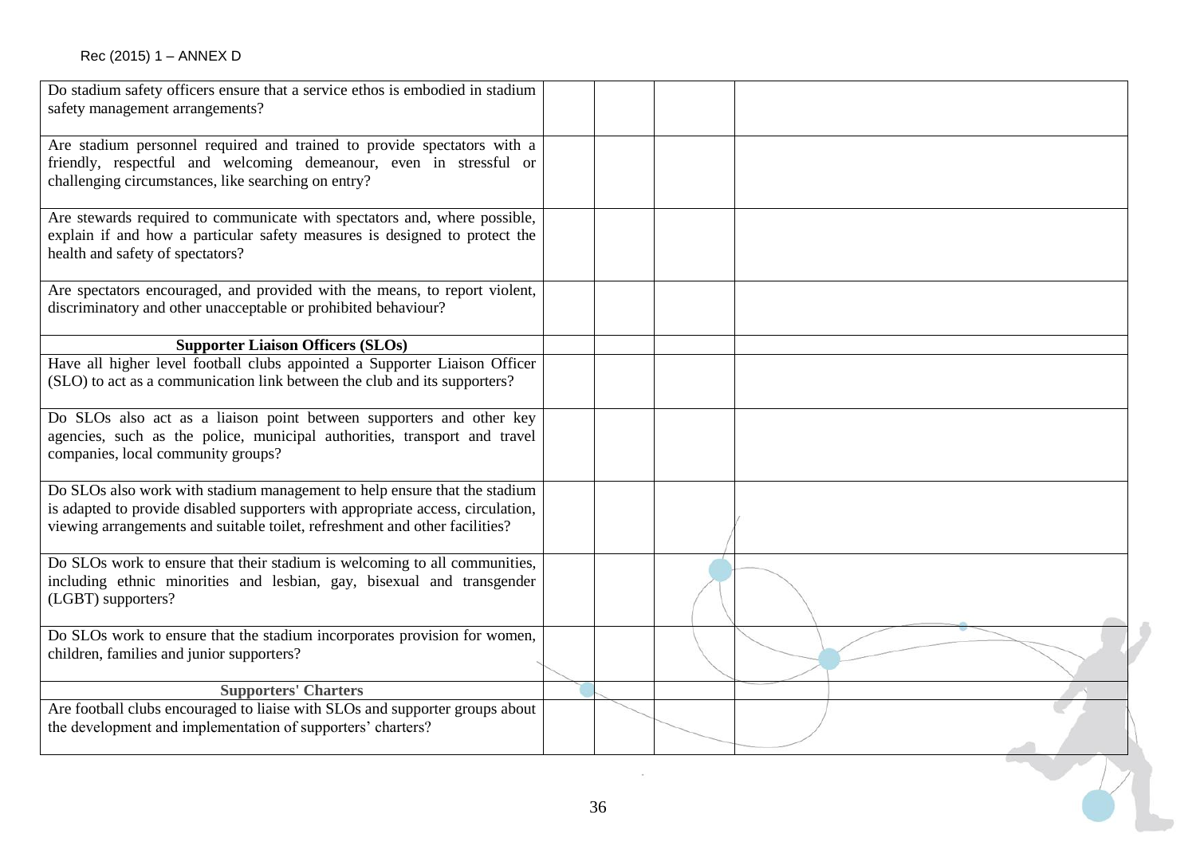| | | | |
|---|---|---|---|
| Do stadium safety officers ensure that a service ethos is embodied in stadium safety management arrangements? | | | |
| Are stadium personnel required and trained to provide spectators with a friendly, respectful and welcoming demeanour, even in stressful or challenging circumstances, like searching on entry? | | | |
| Are stewards required to communicate with spectators and, where possible, explain if and how a particular safety measures is designed to protect the health and safety of spectators? | | | |
| Are spectators encouraged, and provided with the means, to report violent, discriminatory and other unacceptable or prohibited behaviour? | | | |
| **Supporter Liaison Officers (SLOs)** | | | |
| Have all higher level football clubs appointed a Supporter Liaison Officer (SLO) to act as a communication link between the club and its supporters? | | | |
| Do SLOs also act as a liaison point between supporters and other key agencies, such as the police, municipal authorities, transport and travel companies, local community groups? | | | |
| Do SLOs also work with stadium management to help ensure that the stadium is adapted to provide disabled supporters with appropriate access, circulation, viewing arrangements and suitable toilet, refreshment and other facilities? | | | |
| Do SLOs work to ensure that their stadium is welcoming to all communities, including ethnic minorities and lesbian, gay, bisexual and transgender (LGBT) supporters? | | | |
| Do SLOs work to ensure that the stadium incorporates provision for women, children, families and junior supporters? | | | |
| **Supporters' Charters** | | | |
| Are football clubs encouraged to liaise with SLOs and supporter groups about the development and implementation of supporters' charters? | | | |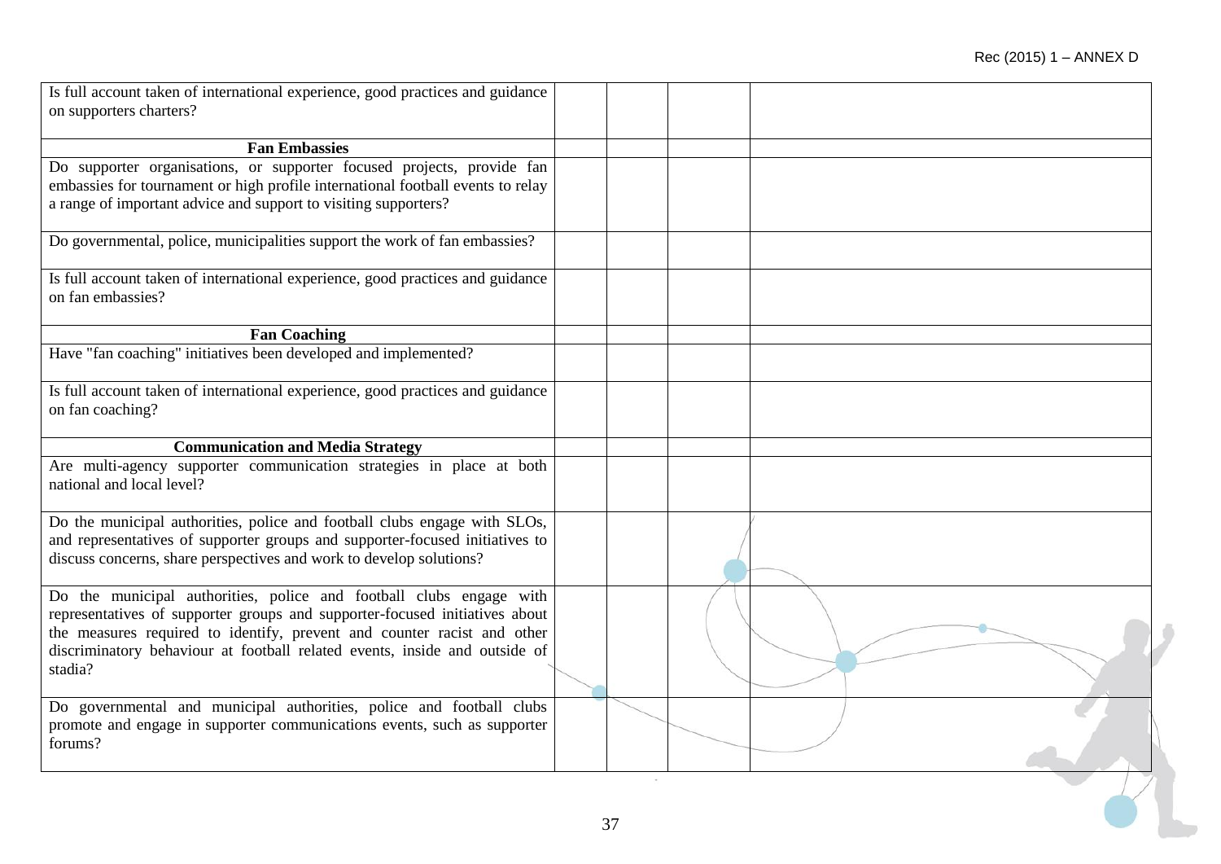| | | | |
|---|---|---|---|
| Is full account taken of international experience, good practices and guidance on supporters charters? | | | |
| **Fan Embassies** | | | |
| Do supporter organisations, or supporter focused projects, provide fan embassies for tournament or high profile international football events to relay a range of important advice and support to visiting supporters? | | | |
| Do governmental, police, municipalities support the work of fan embassies? | | | |
| Is full account taken of international experience, good practices and guidance on fan embassies? | | | |
| **Fan Coaching** | | | |
| Have "fan coaching" initiatives been developed and implemented? | | | |
| Is full account taken of international experience, good practices and guidance on fan coaching? | | | |
| **Communication and Media Strategy** | | | |
| Are multi-agency supporter communication strategies in place at both national and local level? | | | |
| Do the municipal authorities, police and football clubs engage with SLOs, and representatives of supporter groups and supporter-focused initiatives to discuss concerns, share perspectives and work to develop solutions? | | | |
| Do the municipal authorities, police and football clubs engage with representatives of supporter groups and supporter-focused initiatives about the measures required to identify, prevent and counter racist and other discriminatory behaviour at football related events, inside and outside of stadia? | | | |
| Do governmental and municipal authorities, police and football clubs promote and engage in supporter communications events, such as supporter forums? | | | |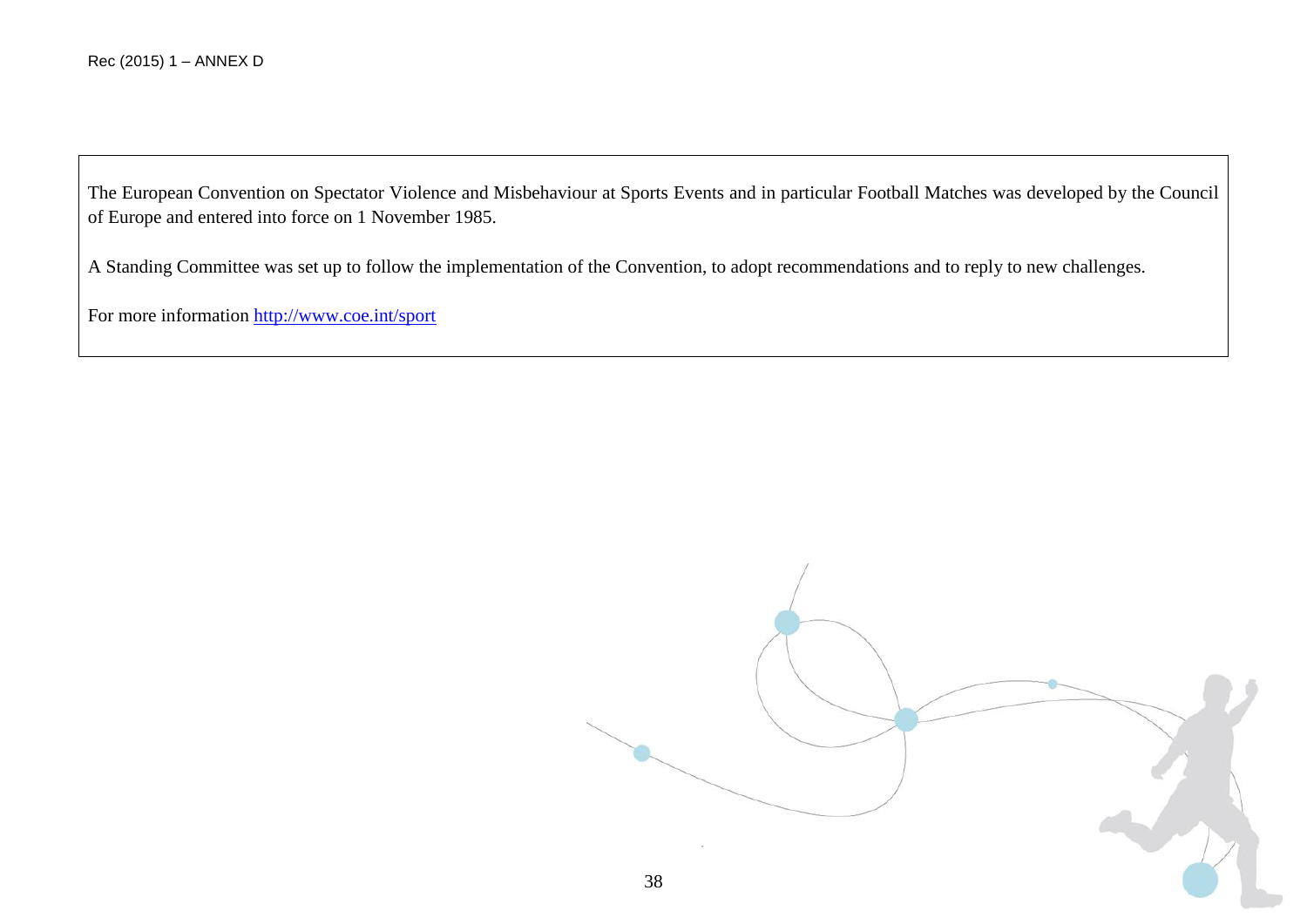The European Convention on Spectator Violence and Misbehaviour at Sports Events and in particular Football Matches was developed by the Council of Europe and entered into force on 1 November 1985.

A Standing Committee was set up to follow the implementation of the Convention, to adopt recommendations and to reply to new challenges.

For more information [http://www.coe.int/sport](http://www.coe.int/sport)